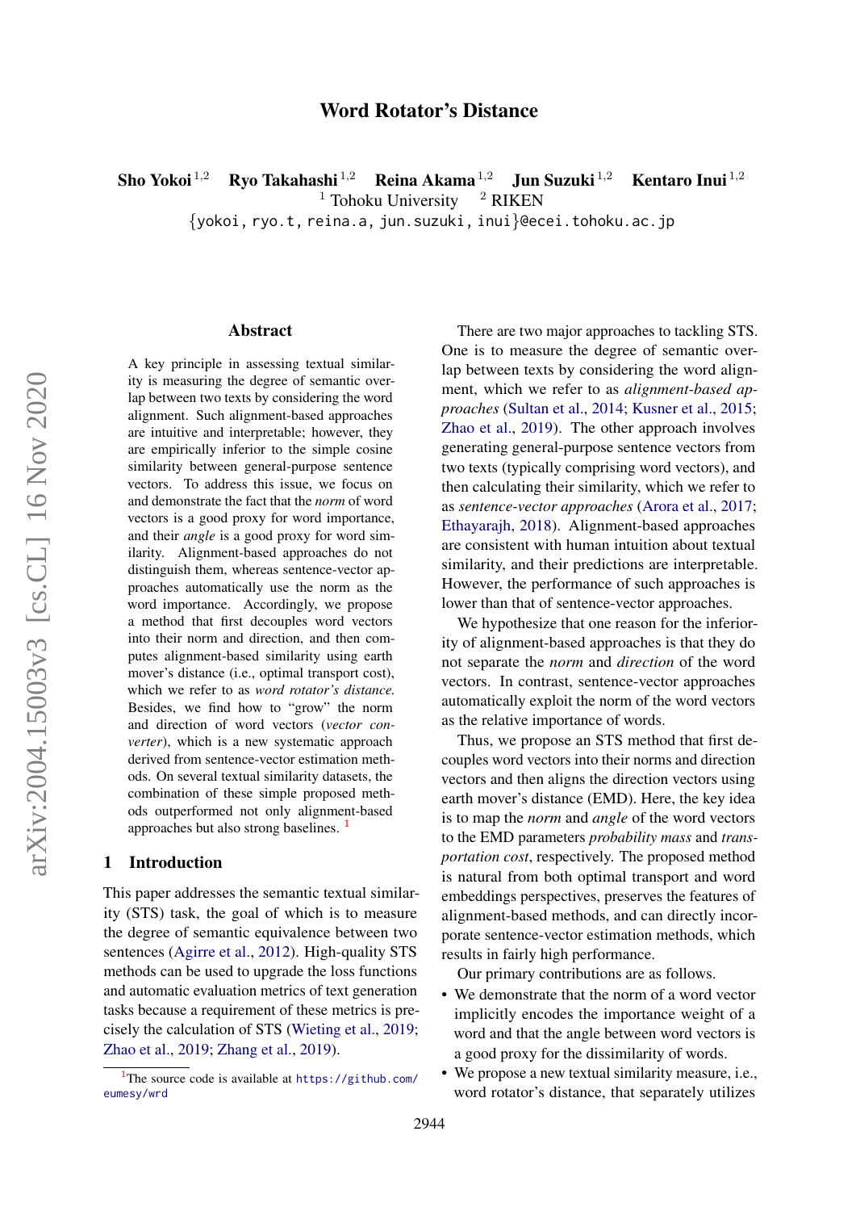# Word Rotator's Distance

**Sho Yokoi**[1,2] **Ryo Takahashi**[1,2] **Reina Akama**[1,2] **Jun Suzuki**[1,2] **Kentaro Inui**[1,2]

[1] Tohoku University [2] RIKEN

{yokoi, ryo.t, reina.a, jun.suzuki, inui}@ecei.tohoku.ac.jp

## Abstract

A key principle in assessing textual similarity is measuring the degree of semantic overlap between two texts by considering the word alignment. Such alignment-based approaches are intuitive and interpretable; however, they are empirically inferior to the simple cosine similarity between general-purpose sentence vectors. To address this issue, we focus on and demonstrate the fact that the *norm* of word vectors is a good proxy for word importance, and their *angle* is a good proxy for word similarity. Alignment-based approaches do not distinguish them, whereas sentence-vector approaches automatically use the norm as the word importance. Accordingly, we propose a method that first decouples word vectors into their norm and direction, and then computes alignment-based similarity using earth mover's distance (i.e., optimal transport cost), which we refer to as *word rotator's distance.* Besides, we find how to "grow" the norm and direction of word vectors (*vector converter*), which is a new systematic approach derived from sentence-vector estimation methods. On several textual similarity datasets, the combination of these simple proposed methods outperformed not only alignment-based approaches but also strong baselines. [1]

## 1 Introduction

This paper addresses the semantic textual similarity (STS) task, the goal of which is to measure the degree of semantic equivalence between two sentences (Agirre et al., 2012). High-quality STS methods can be used to upgrade the loss functions and automatic evaluation metrics of text generation tasks because a requirement of these metrics is precisely the calculation of STS (Wieting et al., 2019; Zhao et al., 2019; Zhang et al., 2019).

There are two major approaches to tackling STS. One is to measure the degree of semantic overlap between texts by considering the word alignment, which we refer to as *alignment-based approaches* (Sultan et al., 2014; Kusner et al., 2015; Zhao et al., 2019). The other approach involves generating general-purpose sentence vectors from two texts (typically comprising word vectors), and then calculating their similarity, which we refer to as *sentence-vector approaches* (Arora et al., 2017; Ethayarajh, 2018). Alignment-based approaches are consistent with human intuition about textual similarity, and their predictions are interpretable. However, the performance of such approaches is lower than that of sentence-vector approaches.

We hypothesize that one reason for the inferiority of alignment-based approaches is that they do not separate the *norm* and *direction* of the word vectors. In contrast, sentence-vector approaches automatically exploit the norm of the word vectors as the relative importance of words.

Thus, we propose an STS method that first decouples word vectors into their norms and direction vectors and then aligns the direction vectors using earth mover's distance (EMD). Here, the key idea is to map the *norm* and *angle* of the word vectors to the EMD parameters *probability mass* and *transportation cost*, respectively. The proposed method is natural from both optimal transport and word embeddings perspectives, preserves the features of alignment-based methods, and can directly incorporate sentence-vector estimation methods, which results in fairly high performance.

Our primary contributions are as follows.

- We demonstrate that the norm of a word vector implicitly encodes the importance weight of a word and that the angle between word vectors is a good proxy for the dissimilarity of words.
- We propose a new textual similarity measure, i.e., word rotator's distance, that separately utilizes

[1] The source code is available at https://github.com/eumesy/wrd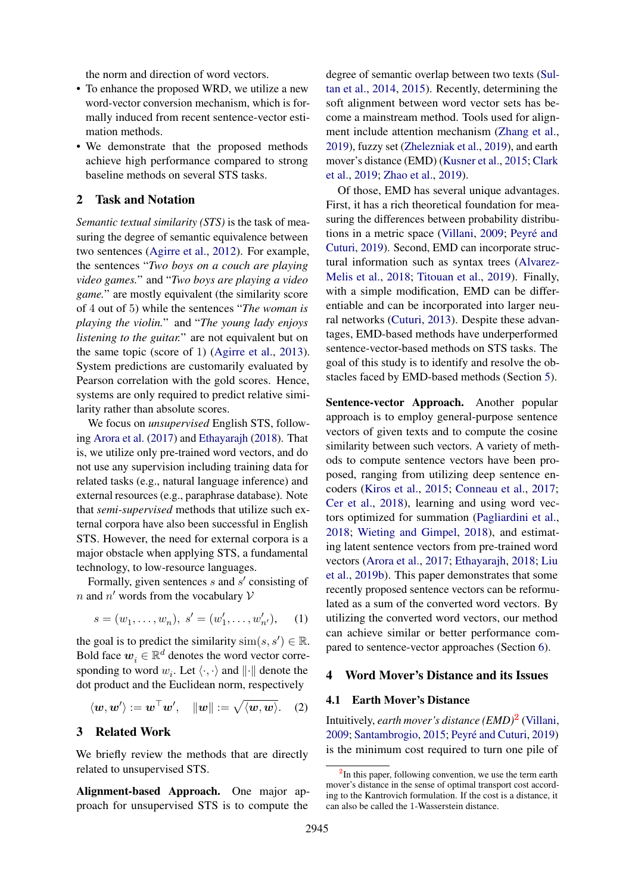the norm and direction of word vectors.

- To enhance the proposed WRD, we utilize a new word-vector conversion mechanism, which is formally induced from recent sentence-vector estimation methods.
- We demonstrate that the proposed methods achieve high performance compared to strong baseline methods on several STS tasks.

## 2 Task and Notation

*Semantic textual similarity (STS)* is the task of measuring the degree of semantic equivalence between two sentences (Agirre et al., 2012). For example, the sentences "*Two boys on a couch are playing video games.*" and "*Two boys are playing a video game.*" are mostly equivalent (the similarity score of 4 out of 5) while the sentences "*The woman is playing the violin.*" and "*The young lady enjoys listening to the guitar.*" are not equivalent but on the same topic (score of 1) (Agirre et al., 2013). System predictions are customarily evaluated by Pearson correlation with the gold scores. Hence, systems are only required to predict relative similarity rather than absolute scores.

We focus on *unsupervised* English STS, following Arora et al. (2017) and Ethayarajh (2018). That is, we utilize only pre-trained word vectors, and do not use any supervision including training data for related tasks (e.g., natural language inference) and external resources (e.g., paraphrase database). Note that *semi-supervised* methods that utilize such external corpora have also been successful in English STS. However, the need for external corpora is a major obstacle when applying STS, a fundamental technology, to low-resource languages.

Formally, given sentences $s$ and $s'$ consisting of $n$ and $n'$ words from the vocabulary $\mathcal{V}$

$$s = (w_1, \ldots, w_n), \; s' = (w'_1, \ldots, w'_{n'}), \qquad (1)$$

the goal is to predict the similarity $\mathrm{sim}(s, s') \in \mathbb{R}$. Bold face $\boldsymbol{w}_i \in \mathbb{R}^d$ denotes the word vector corresponding to word $w_i$. Let $\langle \cdot, \cdot \rangle$ and $\|\cdot\|$ denote the dot product and the Euclidean norm, respectively

$$\langle \boldsymbol{w}, \boldsymbol{w}' \rangle := \boldsymbol{w}^\top \boldsymbol{w}', \quad \|\boldsymbol{w}\| := \sqrt{\langle \boldsymbol{w}, \boldsymbol{w} \rangle}. \quad (2)$$

## 3 Related Work

We briefly review the methods that are directly related to unsupervised STS.

**Alignment-based Approach.** One major approach for unsupervised STS is to compute the degree of semantic overlap between two texts (Sultan et al., 2014, 2015). Recently, determining the soft alignment between word vector sets has become a mainstream method. Tools used for alignment include attention mechanism (Zhang et al., 2019), fuzzy set (Zhelezniak et al., 2019), and earth mover's distance (EMD) (Kusner et al., 2015; Clark et al., 2019; Zhao et al., 2019).

Of those, EMD has several unique advantages. First, it has a rich theoretical foundation for measuring the differences between probability distributions in a metric space (Villani, 2009; Peyré and Cuturi, 2019). Second, EMD can incorporate structural information such as syntax trees (Alvarez-Melis et al., 2018; Titouan et al., 2019). Finally, with a simple modification, EMD can be differentiable and can be incorporated into larger neural networks (Cuturi, 2013). Despite these advantages, EMD-based methods have underperformed sentence-vector-based methods on STS tasks. The goal of this study is to identify and resolve the obstacles faced by EMD-based methods (Section 5).

**Sentence-vector Approach.** Another popular approach is to employ general-purpose sentence vectors of given texts and to compute the cosine similarity between such vectors. A variety of methods to compute sentence vectors have been proposed, ranging from utilizing deep sentence encoders (Kiros et al., 2015; Conneau et al., 2017; Cer et al., 2018), learning and using word vectors optimized for summation (Pagliardini et al., 2018; Wieting and Gimpel, 2018), and estimating latent sentence vectors from pre-trained word vectors (Arora et al., 2017; Ethayarajh, 2018; Liu et al., 2019b). This paper demonstrates that some recently proposed sentence vectors can be reformulated as a sum of the converted word vectors. By utilizing the converted word vectors, our method can achieve similar or better performance compared to sentence-vector approaches (Section 6).

## 4 Word Mover's Distance and its Issues

### 4.1 Earth Mover's Distance

Intuitively, *earth mover's distance (EMD)*[2] (Villani, 2009; Santambrogio, 2015; Peyré and Cuturi, 2019) is the minimum cost required to turn one pile of

[2] In this paper, following convention, we use the term earth mover's distance in the sense of optimal transport cost according to the Kantrovich formulation. If the cost is a distance, it can also be called the 1-Wasserstein distance.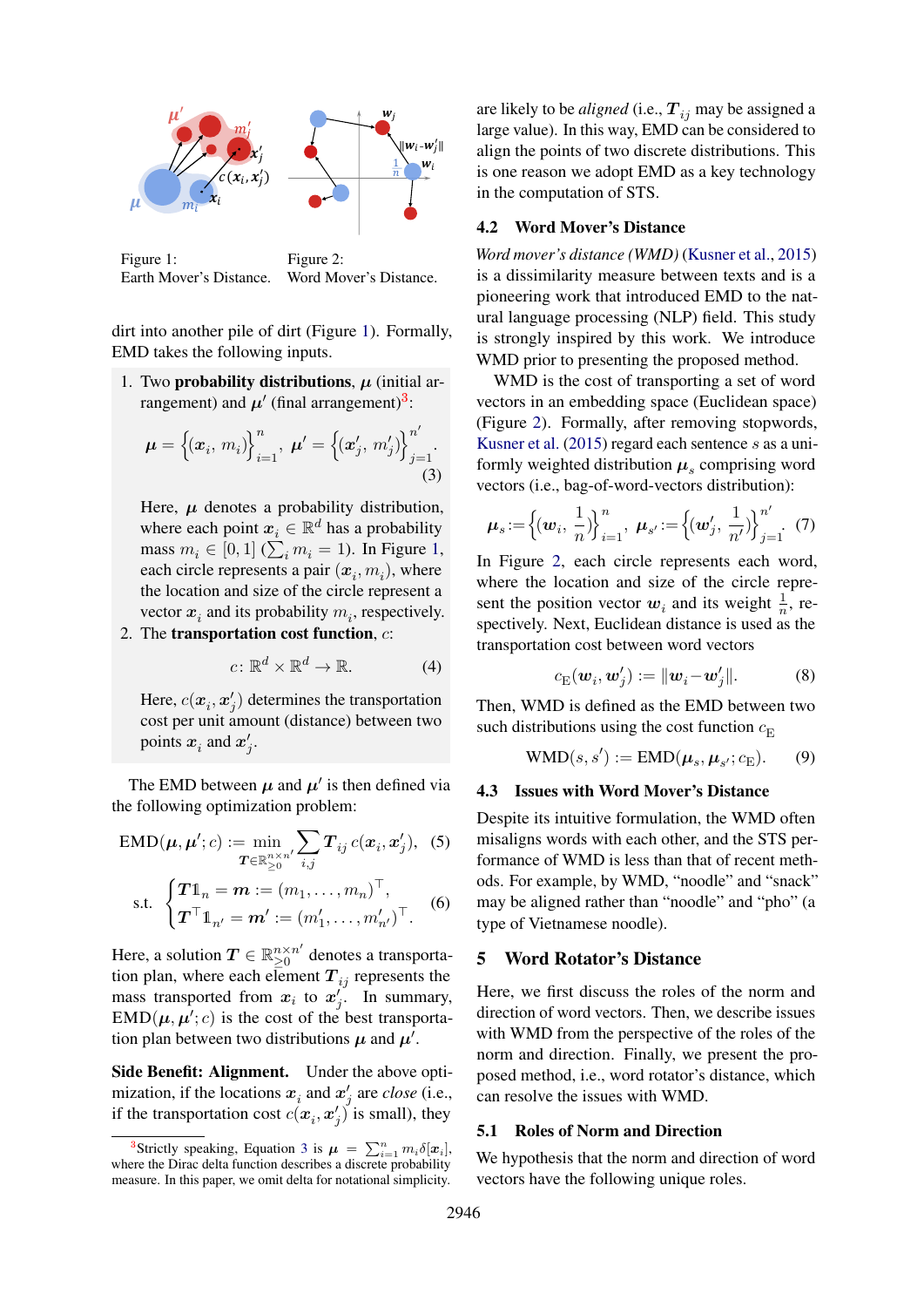Figure 1: Earth Mover's Distance.

Figure 2: Word Mover's Distance.

dirt into another pile of dirt (Figure 1). Formally, EMD takes the following inputs.

1. Two **probability distributions**, $\boldsymbol{\mu}$ (initial arrangement) and $\boldsymbol{\mu}'$ (final arrangement)[3]:

$$\boldsymbol{\mu} = \Big\{(\boldsymbol{x}_i, m_i)\Big\}_{i=1}^{n}, \ \boldsymbol{\mu}' = \Big\{(\boldsymbol{x}'_j, m'_j)\Big\}_{j=1}^{n'}. \tag{3}$$

   Here, $\boldsymbol{\mu}$ denotes a probability distribution, where each point $\boldsymbol{x}_i \in \mathbb{R}^d$ has a probability mass $m_i \in [0, 1]$ ($\sum_i m_i = 1$). In Figure 1, each circle represents a pair $(\boldsymbol{x}_i, m_i)$, where the location and size of the circle represent a vector $\boldsymbol{x}_i$ and its probability $m_i$, respectively.

2. The **transportation cost function**, $c$:

$$c \colon \mathbb{R}^d \times \mathbb{R}^d \to \mathbb{R}. \tag{4}$$

   Here, $c(\boldsymbol{x}_i, \boldsymbol{x}'_j)$ determines the transportation cost per unit amount (distance) between two points $\boldsymbol{x}_i$ and $\boldsymbol{x}'_j$.

The EMD between $\boldsymbol{\mu}$ and $\boldsymbol{\mu}'$ is then defined via the following optimization problem:

$$\mathrm{EMD}(\boldsymbol{\mu}, \boldsymbol{\mu}'; c) := \min_{\boldsymbol{T} \in \mathbb{R}_{\geq 0}^{n \times n'}} \sum_{i,j} \boldsymbol{T}_{ij}\, c(\boldsymbol{x}_i, \boldsymbol{x}'_j), \tag{5}$$

$$\text{s.t.} \quad \begin{cases} \boldsymbol{T}\mathbb{1}_n = \boldsymbol{m} := (m_1, \ldots, m_n)^\top, \\ \boldsymbol{T}^\top \mathbb{1}_{n'} = \boldsymbol{m}' := (m'_1, \ldots, m'_{n'})^\top. \end{cases} \tag{6}$$

Here, a solution $\boldsymbol{T} \in \mathbb{R}_{\geq 0}^{n \times n'}$ denotes a transportation plan, where each element $\boldsymbol{T}_{ij}$ represents the mass transported from $\boldsymbol{x}_i$ to $\boldsymbol{x}'_j$. In summary, $\mathrm{EMD}(\boldsymbol{\mu}, \boldsymbol{\mu}'; c)$ is the cost of the best transportation plan between two distributions $\boldsymbol{\mu}$ and $\boldsymbol{\mu}'$.

**Side Benefit: Alignment.** Under the above optimization, if the locations $\boldsymbol{x}_i$ and $\boldsymbol{x}'_j$ are *close* (i.e., if the transportation cost $c(\boldsymbol{x}_i, \boldsymbol{x}'_j)$ is small), they are likely to be *aligned* (i.e., $\boldsymbol{T}_{ij}$ may be assigned a large value). In this way, EMD can be considered to align the points of two discrete distributions. This is one reason we adopt EMD as a key technology in the computation of STS.

[3] Strictly speaking, Equation 3 is $\boldsymbol{\mu} = \sum_{i=1}^n m_i \delta[\boldsymbol{x}_i]$, where the Dirac delta function describes a discrete probability measure. In this paper, we omit delta for notational simplicity.

### 4.2 Word Mover's Distance

*Word mover's distance (WMD)* (Kusner et al., 2015) is a dissimilarity measure between texts and is a pioneering work that introduced EMD to the natural language processing (NLP) field. This study is strongly inspired by this work. We introduce WMD prior to presenting the proposed method.

WMD is the cost of transporting a set of word vectors in an embedding space (Euclidean space) (Figure 2). Formally, after removing stopwords, Kusner et al. (2015) regard each sentence $s$ as a uniformly weighted distribution $\boldsymbol{\mu}_s$ comprising word vectors (i.e., bag-of-word-vectors distribution):

$$\boldsymbol{\mu}_s := \Big\{(\boldsymbol{w}_i, \tfrac{1}{n})\Big\}_{i=1}^{n}, \ \boldsymbol{\mu}_{s'} := \Big\{(\boldsymbol{w}'_j, \tfrac{1}{n'})\Big\}_{j=1}^{n'}. \tag{7}$$

In Figure 2, each circle represents each word, where the location and size of the circle represent the position vector $\boldsymbol{w}_i$ and its weight $\frac{1}{n}$, respectively. Next, Euclidean distance is used as the transportation cost between word vectors

$$c_{\mathrm{E}}(\boldsymbol{w}_i, \boldsymbol{w}'_j) := \|\boldsymbol{w}_i - \boldsymbol{w}'_j\|. \tag{8}$$

Then, WMD is defined as the EMD between two such distributions using the cost function $c_{\mathrm{E}}$

$$\mathrm{WMD}(s, s') := \mathrm{EMD}(\boldsymbol{\mu}_s, \boldsymbol{\mu}_{s'}; c_{\mathrm{E}}). \tag{9}$$

### 4.3 Issues with Word Mover's Distance

Despite its intuitive formulation, the WMD often misaligns words with each other, and the STS performance of WMD is less than that of recent methods. For example, by WMD, "noodle" and "snack" may be aligned rather than "noodle" and "pho" (a type of Vietnamese noodle).

## 5 Word Rotator's Distance

Here, we first discuss the roles of the norm and direction of word vectors. Then, we describe issues with WMD from the perspective of the roles of the norm and direction. Finally, we present the proposed method, i.e., word rotator's distance, which can resolve the issues with WMD.

### 5.1 Roles of Norm and Direction

We hypothesis that the norm and direction of word vectors have the following unique roles.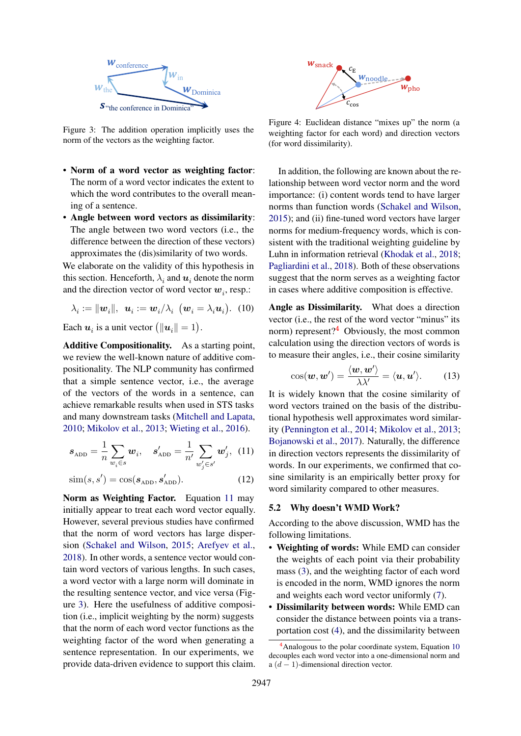Figure 3: The addition operation implicitly uses the norm of the vectors as the weighting factor.

Figure 4: Euclidean distance "mixes up" the norm (a weighting factor for each word) and direction vectors (for word dissimilarity).

- **Norm of a word vector as weighting factor**: The norm of a word vector indicates the extent to which the word contributes to the overall meaning of a sentence.
- **Angle between word vectors as dissimilarity**: The angle between two word vectors (i.e., the difference between the direction of these vectors) approximates the (dis)similarity of two words.

We elaborate on the validity of this hypothesis in this section. Henceforth, $\lambda_i$ and $\boldsymbol{u}_i$ denote the norm and the direction vector of word vector $\boldsymbol{w}_i$, resp.:

$$\lambda_i := \|\boldsymbol{w}_i\|, \quad \boldsymbol{u}_i := \boldsymbol{w}_i / \lambda_i \quad (\boldsymbol{w}_i = \lambda_i \boldsymbol{u}_i). \tag{10}$$

Each $\boldsymbol{u}_i$ is a unit vector $(\|\boldsymbol{u}_i\| = 1)$.

**Additive Compositionality.** As a starting point, we review the well-known nature of additive compositionality. The NLP community has confirmed that a simple sentence vector, i.e., the average of the vectors of the words in a sentence, can achieve remarkable results when used in STS tasks and many downstream tasks (Mitchell and Lapata, 2010; Mikolov et al., 2013; Wieting et al., 2016).

$$\boldsymbol{s}_{\text{ADD}} = \frac{1}{n} \sum_{w_i \in s} \boldsymbol{w}_i, \quad \boldsymbol{s}'_{\text{ADD}} = \frac{1}{n'} \sum_{w'_j \in s'} \boldsymbol{w}'_j, \tag{11}$$

$$\text{sim}(s, s') = \cos(\boldsymbol{s}_{\text{ADD}}, \boldsymbol{s}'_{\text{ADD}}). \tag{12}$$

**Norm as Weighting Factor.** Equation 11 may initially appear to treat each word vector equally. However, several previous studies have confirmed that the norm of word vectors has large dispersion (Schakel and Wilson, 2015; Arefyev et al., 2018). In other words, a sentence vector would contain word vectors of various lengths. In such cases, a word vector with a large norm will dominate in the resulting sentence vector, and vice versa (Figure 3). Here the usefulness of additive composition (i.e., implicit weighting by the norm) suggests that the norm of each word vector functions as the weighting factor of the word when generating a sentence representation. In our experiments, we provide data-driven evidence to support this claim.

In addition, the following are known about the relationship between word vector norm and the word importance: (i) content words tend to have larger norms than function words (Schakel and Wilson, 2015); and (ii) fine-tuned word vectors have larger norms for medium-frequency words, which is consistent with the traditional weighting guideline by Luhn in information retrieval (Khodak et al., 2018; Pagliardini et al., 2018). Both of these observations suggest that the norm serves as a weighting factor in cases where additive composition is effective.

**Angle as Dissimilarity.** What does a direction vector (i.e., the rest of the word vector "minus" its norm) represent?[4] Obviously, the most common calculation using the direction vectors of words is to measure their angles, i.e., their cosine similarity

$$\cos(\boldsymbol{w}, \boldsymbol{w}') = \frac{\langle \boldsymbol{w}, \boldsymbol{w}' \rangle}{\lambda \lambda'} = \langle \boldsymbol{u}, \boldsymbol{u}' \rangle. \tag{13}$$

It is widely known that the cosine similarity of word vectors trained on the basis of the distributional hypothesis well approximates word similarity (Pennington et al., 2014; Mikolov et al., 2013; Bojanowski et al., 2017). Naturally, the difference in direction vectors represents the dissimilarity of words. In our experiments, we confirmed that cosine similarity is an empirically better proxy for word similarity compared to other measures.

## 5.2 Why doesn't WMD Work?

According to the above discussion, WMD has the following limitations.

- **Weighting of words:** While EMD can consider the weights of each point via their probability mass (3), and the weighting factor of each word is encoded in the norm, WMD ignores the norm and weights each word vector uniformly (7).
- **Dissimilarity between words:** While EMD can consider the distance between points via a transportation cost (4), and the dissimilarity between

[4] Analogous to the polar coordinate system, Equation 10 decouples each word vector into a one-dimensional norm and a $(d-1)$-dimensional direction vector.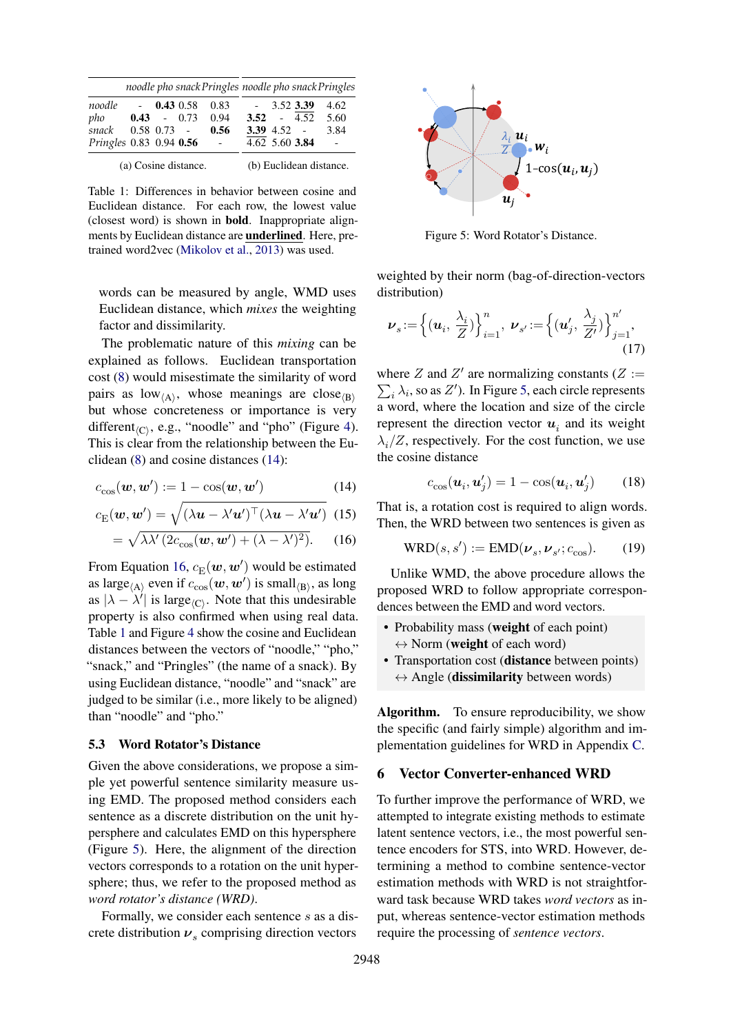| | noodle | pho | snack | Pringles | noodle | pho | snack | Pringles |
|---|---|---|---|---|---|---|---|---|
| noodle | - | **0.43** | 0.58 | 0.83 | - | 3.52 | <u>**3.39**</u> | 4.62 |
| pho | **0.43** | - | 0.73 | 0.94 | **3.52** | - | 4.52 | 5.60 |
| snack | 0.58 | 0.73 | - | **0.56** | <u>**3.39**</u> | 4.52 | - | 3.84 |
| Pringles | 0.83 | 0.94 | **0.56** | - | 4.62 | 5.60 | **3.84** | - |

(a) Cosine distance. (b) Euclidean distance.

Table 1: Differences in behavior between cosine and Euclidean distance. For each row, the lowest value (closest word) is shown in **bold**. Inappropriate alignments by Euclidean distance are **<u>underlined</u>**. Here, pretrained word2vec (Mikolov et al., 2013) was used.

words can be measured by angle, WMD uses Euclidean distance, which *mixes* the weighting factor and dissimilarity.

The problematic nature of this *mixing* can be explained as follows. Euclidean transportation cost (8) would misestimate the similarity of word pairs as $\text{low}_{\langle A\rangle}$, whose meanings are $\text{close}_{\langle B\rangle}$ but whose concreteness or importance is very $\text{different}_{\langle C\rangle}$, e.g., "noodle" and "pho" (Figure 4). This is clear from the relationship between the Euclidean (8) and cosine distances (14):

$$c_{\cos}(\boldsymbol{w}, \boldsymbol{w}') := 1 - \cos(\boldsymbol{w}, \boldsymbol{w}') \tag{14}$$

$$c_{\mathrm{E}}(\boldsymbol{w}, \boldsymbol{w}') = \sqrt{(\lambda \boldsymbol{u} - \lambda' \boldsymbol{u}')^\top (\lambda \boldsymbol{u} - \lambda' \boldsymbol{u}')} \tag{15}$$

$$= \sqrt{\lambda\lambda' \left(2 c_{\cos}(\boldsymbol{w}, \boldsymbol{w}') + (\lambda - \lambda')^2\right)}. \tag{16}$$

From Equation 16, $c_{\mathrm{E}}(\boldsymbol{w}, \boldsymbol{w}')$ would be estimated as $\text{large}_{\langle A\rangle}$ even if $c_{\cos}(\boldsymbol{w}, \boldsymbol{w}')$ is $\text{small}_{\langle B\rangle}$, as long as $|\lambda - \lambda'|$ is $\text{large}_{\langle C\rangle}$. Note that this undesirable property is also confirmed when using real data. Table 1 and Figure 4 show the cosine and Euclidean distances between the vectors of "noodle," "pho," "snack," and "Pringles" (the name of a snack). By using Euclidean distance, "noodle" and "snack" are judged to be similar (i.e., more likely to be aligned) than "noodle" and "pho."

### 5.3 Word Rotator's Distance

Given the above considerations, we propose a simple yet powerful sentence similarity measure using EMD. The proposed method considers each sentence as a discrete distribution on the unit hypersphere and calculates EMD on this hypersphere (Figure 5). Here, the alignment of the direction vectors corresponds to a rotation on the unit hypersphere; thus, we refer to the proposed method as *word rotator's distance (WRD)*.

Formally, we consider each sentence $s$ as a discrete distribution $\boldsymbol{\nu}_s$ comprising direction vectors weighted by their norm (bag-of-direction-vectors distribution)

Figure 5: Word Rotator's Distance.

$$\boldsymbol{\nu}_s := \left\{ \left(\boldsymbol{u}_i, \frac{\lambda_i}{Z}\right) \right\}_{i=1}^{n}, \quad \boldsymbol{\nu}_{s'} := \left\{ \left(\boldsymbol{u}'_j, \frac{\lambda_j}{Z'}\right) \right\}_{j=1}^{n'}, \tag{17}$$

where $Z$ and $Z'$ are normalizing constants ($Z := \sum_i \lambda_i$, so as $Z'$). In Figure 5, each circle represents a word, where the location and size of the circle represent the direction vector $\boldsymbol{u}_i$ and its weight $\lambda_i/Z$, respectively. For the cost function, we use the cosine distance

$$c_{\cos}(\boldsymbol{u}_i, \boldsymbol{u}'_j) = 1 - \cos(\boldsymbol{u}_i, \boldsymbol{u}'_j) \tag{18}$$

That is, a rotation cost is required to align words. Then, the WRD between two sentences is given as

$$\mathrm{WRD}(s, s') := \mathrm{EMD}(\boldsymbol{\nu}_s, \boldsymbol{\nu}_{s'}; c_{\cos}). \tag{19}$$

Unlike WMD, the above procedure allows the proposed WRD to follow appropriate correspondences between the EMD and word vectors.

- Probability mass (**weight** of each point) ↔ Norm (**weight** of each word)
- Transportation cost (**distance** between points) ↔ Angle (**dissimilarity** between words)

**Algorithm.** To ensure reproducibility, we show the specific (and fairly simple) algorithm and implementation guidelines for WRD in Appendix C.

## 6 Vector Converter-enhanced WRD

To further improve the performance of WRD, we attempted to integrate existing methods to estimate latent sentence vectors, i.e., the most powerful sentence encoders for STS, into WRD. However, determining a method to combine sentence-vector estimation methods with WRD is not straightforward task because WRD takes *word vectors* as input, whereas sentence-vector estimation methods require the processing of *sentence vectors*.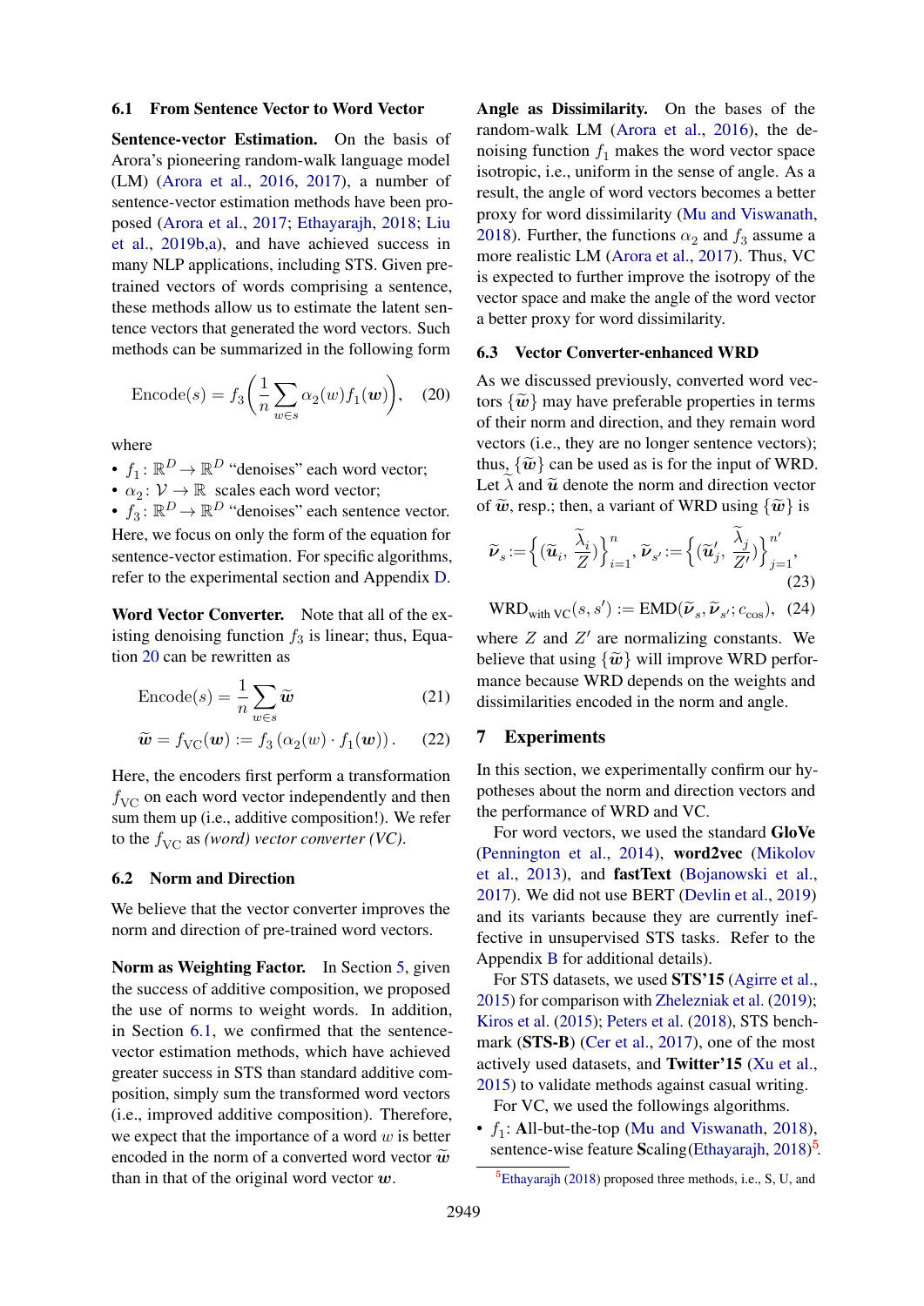### 6.1 From Sentence Vector to Word Vector

**Sentence-vector Estimation.** On the basis of Arora's pioneering random-walk language model (LM) (Arora et al., 2016, 2017), a number of sentence-vector estimation methods have been proposed (Arora et al., 2017; Ethayarajh, 2018; Liu et al., 2019b,a), and have achieved success in many NLP applications, including STS. Given pre-trained vectors of words comprising a sentence, these methods allow us to estimate the latent sentence vectors that generated the word vectors. Such methods can be summarized in the following form

$$\mathrm{Encode}(s) = f_3\left(\frac{1}{n}\sum_{w \in s} \alpha_2(w) f_1(\boldsymbol{w})\right), \quad (20)$$

where

- $f_1 \colon \mathbb{R}^D \to \mathbb{R}^D$ "denoises" each word vector;
- $\alpha_2 \colon \mathcal{V} \to \mathbb{R}$ scales each word vector;
- $f_3 \colon \mathbb{R}^D \to \mathbb{R}^D$ "denoises" each sentence vector.

Here, we focus on only the form of the equation for sentence-vector estimation. For specific algorithms, refer to the experimental section and Appendix D.

**Word Vector Converter.** Note that all of the existing denoising function $f_3$ is linear; thus, Equation 20 can be rewritten as

$$\mathrm{Encode}(s) = \frac{1}{n}\sum_{w \in s} \widetilde{\boldsymbol{w}} \quad (21)$$

$$\widetilde{\boldsymbol{w}} = f_{\mathrm{VC}}(\boldsymbol{w}) := f_3\left(\alpha_2(w) \cdot f_1(\boldsymbol{w})\right). \quad (22)$$

Here, the encoders first perform a transformation $f_{\mathrm{VC}}$ on each word vector independently and then sum them up (i.e., additive composition!). We refer to the $f_{\mathrm{VC}}$ as *(word) vector converter (VC)*.

### 6.2 Norm and Direction

We believe that the vector converter improves the norm and direction of pre-trained word vectors.

**Norm as Weighting Factor.** In Section 5, given the success of additive composition, we proposed the use of norms to weight words. In addition, in Section 6.1, we confirmed that the sentence-vector estimation methods, which have achieved greater success in STS than standard additive composition, simply sum the transformed word vectors (i.e., improved additive composition). Therefore, we expect that the importance of a word $w$ is better encoded in the norm of a converted word vector $\widetilde{\boldsymbol{w}}$ than in that of the original word vector $\boldsymbol{w}$.

**Angle as Dissimilarity.** On the bases of the random-walk LM (Arora et al., 2016), the denoising function $f_1$ makes the word vector space isotropic, i.e., uniform in the sense of angle. As a result, the angle of word vectors becomes a better proxy for word dissimilarity (Mu and Viswanath, 2018). Further, the functions $\alpha_2$ and $f_3$ assume a more realistic LM (Arora et al., 2017). Thus, VC is expected to further improve the isotropy of the vector space and make the angle of the word vector a better proxy for word dissimilarity.

### 6.3 Vector Converter-enhanced WRD

As we discussed previously, converted word vectors $\{\widetilde{\boldsymbol{w}}\}$ may have preferable properties in terms of their norm and direction, and they remain word vectors (i.e., they are no longer sentence vectors); thus, $\{\widetilde{\boldsymbol{w}}\}$ can be used as is for the input of WRD. Let $\widetilde{\lambda}$ and $\widetilde{\boldsymbol{u}}$ denote the norm and direction vector of $\widetilde{\boldsymbol{w}}$, resp.; then, a variant of WRD using $\{\widetilde{\boldsymbol{w}}\}$ is

$$\widetilde{\boldsymbol{\nu}}_s := \left\{\left(\widetilde{\boldsymbol{u}}_i, \frac{\widetilde{\lambda}_i}{Z}\right)\right\}_{i=1}^{n}, \widetilde{\boldsymbol{\nu}}_{s'} := \left\{\left(\widetilde{\boldsymbol{u}}'_j, \frac{\widetilde{\lambda}_j}{Z'}\right)\right\}_{j=1}^{n'}, \quad (23)$$

$$\mathrm{WRD}_{\text{with VC}}(s, s') := \mathrm{EMD}(\widetilde{\boldsymbol{\nu}}_s, \widetilde{\boldsymbol{\nu}}_{s'}; c_{\cos}), \quad (24)$$

where $Z$ and $Z'$ are normalizing constants. We believe that using $\{\widetilde{\boldsymbol{w}}\}$ will improve WRD performance because WRD depends on the weights and dissimilarities encoded in the norm and angle.

## 7 Experiments

In this section, we experimentally confirm our hypotheses about the norm and direction vectors and the performance of WRD and VC.

For word vectors, we used the standard **GloVe** (Pennington et al., 2014), **word2vec** (Mikolov et al., 2013), and **fastText** (Bojanowski et al., 2017). We did not use BERT (Devlin et al., 2019) and its variants because they are currently ineffective in unsupervised STS tasks. Refer to the Appendix B for additional details).

For STS datasets, we used **STS'15** (Agirre et al., 2015) for comparison with Zhelezniak et al. (2019); Kiros et al. (2015); Peters et al. (2018), STS benchmark (**STS-B**) (Cer et al., 2017), one of the most actively used datasets, and **Twitter'15** (Xu et al., 2015) to validate methods against casual writing.

For VC, we used the followings algorithms.

- $f_1$: **A**ll-but-the-top (Mu and Viswanath, 2018), sentence-wise feature **S**caling (Ethayarajh, 2018)[5].

[5] Ethayarajh (2018) proposed three methods, i.e., S, U, and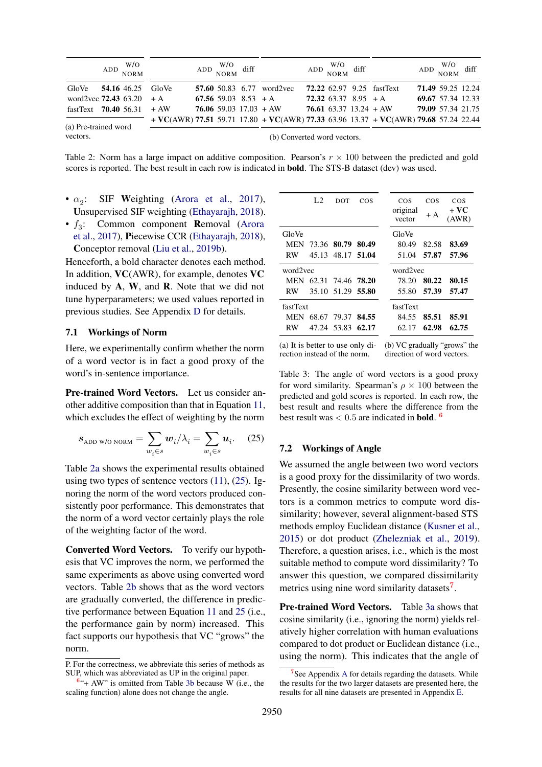| | ADD | W/O NORM |
|---|---|---|
| GloVe | **54.16** | 46.25 |
| word2vec | **72.43** | 63.20 |
| fastText | **70.40** | 56.31 |

(a) Pre-trained word vectors.

| | ADD | W/O NORM | diff | | ADD | W/O NORM | diff | | ADD | W/O NORM | diff |
|---|---|---|---|---|---|---|---|---|---|---|---|
| GloVe | **57.60** | 50.83 | 6.77 | word2vec | **72.22** | 62.97 | 9.25 | fastText | **71.49** | 59.25 | 12.24 |
| + A | **67.56** | 59.03 | 8.53 | + A | **72.32** | 63.37 | 8.95 | + A | **69.67** | 57.34 | 12.33 |
| + AW | **76.06** | 59.03 | 17.03 | + AW | **76.61** | 63.37 | 13.24 | + AW | **79.09** | 57.34 | 21.75 |
| + **VC**(AWR) | **77.51** | 59.71 | 17.80 | + **VC**(AWR) | **77.33** | 63.96 | 13.37 | + **VC**(AWR) | **79.68** | 57.24 | 22.44 |

(b) Converted word vectors.

Table 2: Norm has a large impact on additive composition. Pearson's $r \times 100$ between the predicted and gold scores is reported. The best result in each row is indicated in **bold**. The STS-B dataset (dev) was used.

- $\alpha_2$: SIF **W**eighting (Arora et al., 2017), **U**nsupervised SIF weighting (Ethayarajh, 2018).
- $f_3$: Common component **R**emoval (Arora et al., 2017), **P**iecewise CCR (Ethayarajh, 2018), **C**onceptor removal (Liu et al., 2019b).

Henceforth, a bold character denotes each method. In addition, **VC**(AWR), for example, denotes **VC** induced by **A**, **W**, and **R**. Note that we did not tune hyperparameters; we used values reported in previous studies. See Appendix D for details.

## 7.1 Workings of Norm

Here, we experimentally confirm whether the norm of a word vector is in fact a good proxy of the word's in-sentence importance.

**Pre-trained Word Vectors.** Let us consider another additive composition than that in Equation 11, which excludes the effect of weighting by the norm

$$\boldsymbol{s}_{\text{ADD W/O NORM}} = \sum_{w_i \in s} \boldsymbol{w}_i/\lambda_i = \sum_{w_i \in s} \boldsymbol{u}_i. \quad (25)$$

Table 2a shows the experimental results obtained using two types of sentence vectors (11), (25). Ignoring the norm of the word vectors produced consistently poor performance. This demonstrates that the norm of a word vector certainly plays the role of the weighting factor of the word.

**Converted Word Vectors.** To verify our hypothesis that VC improves the norm, we performed the same experiments as above using converted word vectors. Table 2b shows that as the word vectors are gradually converted, the difference in predictive performance between Equation 11 and 25 (i.e., the performance gain by norm) increased. This fact supports our hypothesis that VC "grows" the norm.

P. For the correctness, we abbreviate this series of methods as SUP, which was abbreviated as UP in the original paper.

[6]"+ AW" is omitted from Table 3b because W (i.e., the scaling function) alone does not change the angle.

| | L2 | DOT | COS |
|---|---|---|---|
| GloVe | | | |
| MEN | 73.36 | **80.79** | **80.49** |
| RW | 45.13 | 48.17 | **51.04** |
| word2vec | | | |
| MEN | 62.31 | 74.46 | **78.20** |
| RW | 35.10 | 51.29 | **55.80** |
| fastText | | | |
| MEN | 68.67 | 79.37 | **84.55** |
| RW | 47.24 | 53.83 | **62.17** |

(a) It is better to use only direction instead of the norm.

| | COS original vector | COS + A | COS + **VC** (AWR) |
|---|---|---|---|
| GloVe | | | |
| MEN | 80.49 | 82.58 | **83.69** |
| RW | 51.04 | **57.87** | **57.96** |
| word2vec | | | |
| MEN | 78.20 | **80.22** | **80.15** |
| RW | 55.80 | **57.39** | **57.47** |
| fastText | | | |
| MEN | 84.55 | **85.51** | **85.91** |
| RW | 62.17 | **62.98** | **62.75** |

(b) VC gradually "grows" the direction of word vectors.

Table 3: The angle of word vectors is a good proxy for word similarity. Spearman's $\rho \times 100$ between the predicted and gold scores is reported. In each row, the best result and results where the difference from the best result was $< 0.5$ are indicated in **bold**. [6]

## 7.2 Workings of Angle

We assumed the angle between two word vectors is a good proxy for the dissimilarity of two words. Presently, the cosine similarity between word vectors is a common metrics to compute word dissimilarity; however, several alignment-based STS methods employ Euclidean distance (Kusner et al., 2015) or dot product (Zhelezniak et al., 2019). Therefore, a question arises, i.e., which is the most suitable method to compute word dissimilarity? To answer this question, we compared dissimilarity metrics using nine word similarity datasets[7].

**Pre-trained Word Vectors.** Table 3a shows that cosine similarity (i.e., ignoring the norm) yields relatively higher correlation with human evaluations compared to dot product or Euclidean distance (i.e., using the norm). This indicates that the angle of

[7]See Appendix A for details regarding the datasets. While the results for the two larger datasets are presented here, the results for all nine datasets are presented in Appendix E.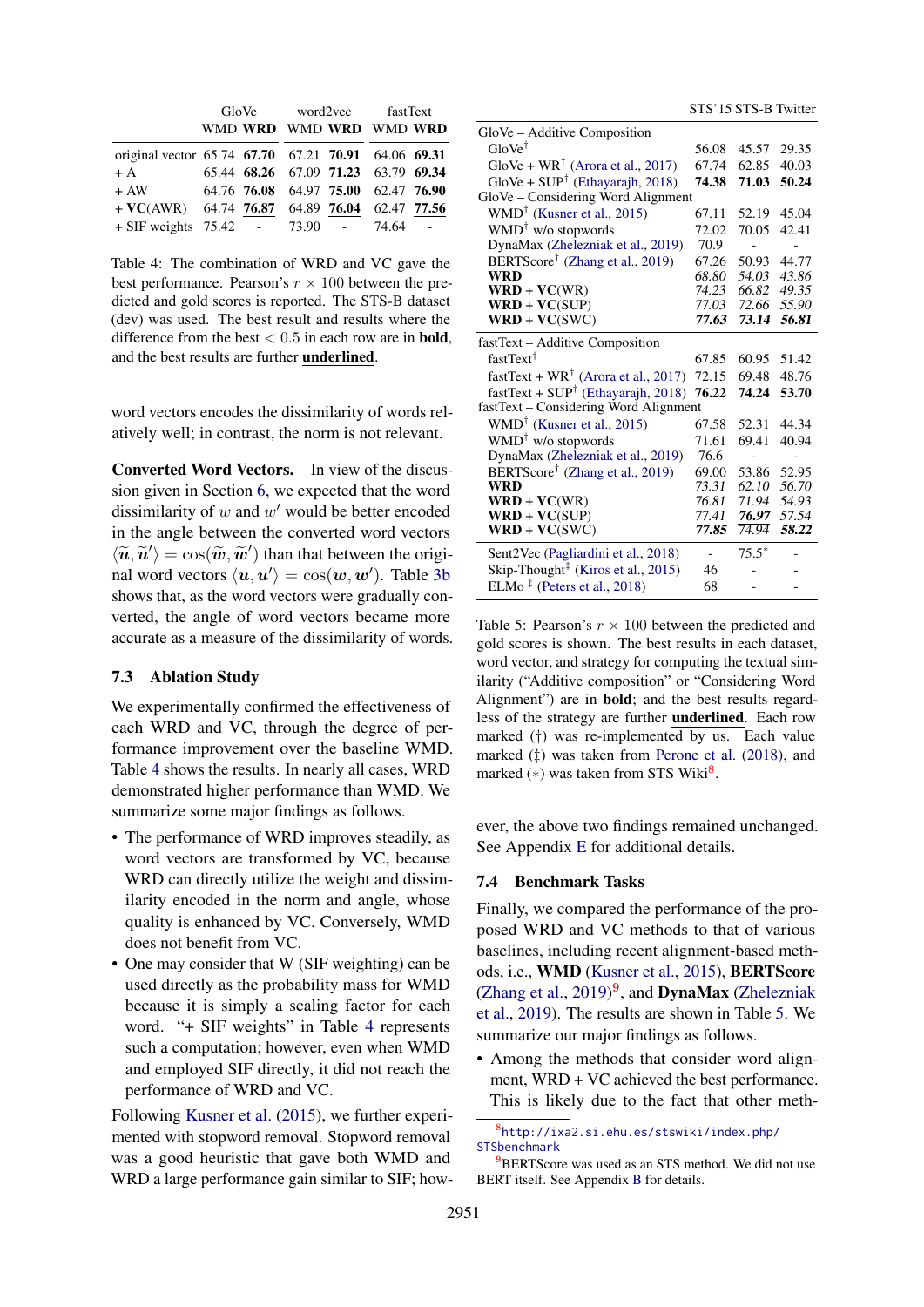| | GloVe | | word2vec | | fastText | |
|---|---|---|---|---|---|---|
| | WMD | **WRD** | WMD | **WRD** | WMD | **WRD** |
| original vector | 65.74 | **67.70** | 67.21 | **70.91** | 64.06 | **69.31** |
| + A | 65.44 | **68.26** | 67.09 | **71.23** | 63.79 | **69.34** |
| + AW | 64.76 | **76.08** | 64.97 | **75.00** | 62.47 | **76.90** |
| + **VC**(AWR) | 64.74 | <u>**76.87**</u> | 64.89 | <u>**76.04**</u> | 62.47 | <u>**77.56**</u> |
| + SIF weights | 75.42 | - | 73.90 | - | 74.64 | - |

Table 4: The combination of WRD and VC gave the best performance. Pearson's $r \times 100$ between the predicted and gold scores is reported. The STS-B dataset (dev) was used. The best result and results where the difference from the best $< 0.5$ in each row are in **bold**, and the best results are further <u>**underlined**</u>.

word vectors encodes the dissimilarity of words relatively well; in contrast, the norm is not relevant.

**Converted Word Vectors.** In view of the discussion given in Section 6, we expected that the word dissimilarity of $w$ and $w'$ would be better encoded in the angle between the converted word vectors $\langle \widetilde{\boldsymbol{u}}, \widetilde{\boldsymbol{u}}' \rangle = \cos(\widetilde{\boldsymbol{w}}, \widetilde{\boldsymbol{w}}')$ than that between the original word vectors $\langle \boldsymbol{u}, \boldsymbol{u}' \rangle = \cos(\boldsymbol{w}, \boldsymbol{w}')$. Table 3b shows that, as the word vectors were gradually converted, the angle of word vectors became more accurate as a measure of the dissimilarity of words.

### 7.3 Ablation Study

We experimentally confirmed the effectiveness of each WRD and VC, through the degree of performance improvement over the baseline WMD. Table 4 shows the results. In nearly all cases, WRD demonstrated higher performance than WMD. We summarize some major findings as follows.

- The performance of WRD improves steadily, as word vectors are transformed by VC, because WRD can directly utilize the weight and dissimilarity encoded in the norm and angle, whose quality is enhanced by VC. Conversely, WMD does not benefit from VC.
- One may consider that W (SIF weighting) can be used directly as the probability mass for WMD because it is simply a scaling factor for each word. "+ SIF weights" in Table 4 represents such a computation; however, even when WMD and employed SIF directly, it did not reach the performance of WRD and VC.

Following Kusner et al. (2015), we further experimented with stopword removal. Stopword removal was a good heuristic that gave both WMD and WRD a large performance gain similar to SIF; however, the above two findings remained unchanged. See Appendix E for additional details.

| | STS'15 | STS-B | Twitter |
|---|---|---|---|
| GloVe – Additive Composition | | | |
| GloVe† | 56.08 | 45.57 | 29.35 |
| GloVe + WR† (Arora et al., 2017) | 67.74 | 62.85 | 40.03 |
| GloVe + SUP† (Ethayarajh, 2018) | **74.38** | **71.03** | **50.24** |
| GloVe – Considering Word Alignment | | | |
| WMD† (Kusner et al., 2015) | 67.11 | 52.19 | 45.04 |
| WMD† w/o stopwords | 72.02 | 70.05 | 42.41 |
| DynaMax (Zhelezniak et al., 2019) | 70.9 | - | - |
| BERTScore† (Zhang et al., 2019) | 67.26 | 50.93 | 44.77 |
| **WRD** | *68.80* | *54.03* | *43.86* |
| **WRD + VC**(WR) | *74.23* | *66.82* | *49.35* |
| **WRD + VC**(SUP) | *77.03* | *72.66* | *55.90* |
| **WRD + VC**(SWC) | <u>***77.63***</u> | <u>***73.14***</u> | <u>***56.81***</u> |
| fastText – Additive Composition | | | |
| fastText† | 67.85 | 60.95 | 51.42 |
| fastText + WR† (Arora et al., 2017) | 72.15 | 69.48 | 48.76 |
| fastText + SUP† (Ethayarajh, 2018) | **76.22** | **74.24** | **53.70** |
| fastText – Considering Word Alignment | | | |
| WMD† (Kusner et al., 2015) | 67.58 | 52.31 | 44.34 |
| WMD† w/o stopwords | 71.61 | 69.41 | 40.94 |
| DynaMax (Zhelezniak et al., 2019) | 76.6 | - | - |
| BERTScore† (Zhang et al., 2019) | 69.00 | 53.86 | 52.95 |
| **WRD** | *73.31* | *62.10* | *56.70* |
| **WRD + VC**(WR) | *76.81* | *71.94* | *54.93* |
| **WRD + VC**(SUP) | *77.41* | <u>***76.97***</u> | *57.54* |
| **WRD + VC**(SWC) | <u>***77.85***</u> | *74.94* | <u>***58.22***</u> |
| Sent2Vec (Pagliardini et al., 2018) | - | 75.5* | - |
| Skip-Thought‡ (Kiros et al., 2015) | 46 | - | - |
| ELMo ‡ (Peters et al., 2018) | 68 | - | - |

Table 5: Pearson's $r \times 100$ between the predicted and gold scores is shown. The best results in each dataset, word vector, and strategy for computing the textual similarity ("Additive composition" or "Considering Word Alignment") are in **bold**; and the best results regardless of the strategy are further <u>**underlined**</u>. Each row marked (†) was re-implemented by us. Each value marked (‡) was taken from Perone et al. (2018), and marked (∗) was taken from STS Wiki[8].

### 7.4 Benchmark Tasks

Finally, we compared the performance of the proposed WRD and VC methods to that of various baselines, including recent alignment-based methods, i.e., **WMD** (Kusner et al., 2015), **BERTScore** (Zhang et al., 2019)[9], and **DynaMax** (Zhelezniak et al., 2019). The results are shown in Table 5. We summarize our major findings as follows.

- Among the methods that consider word alignment, WRD + VC achieved the best performance. This is likely due to the fact that other meth-

[8] http://ixa2.si.ehu.es/stswiki/index.php/STSbenchmark

[9] BERTScore was used as an STS method. We did not use BERT itself. See Appendix B for details.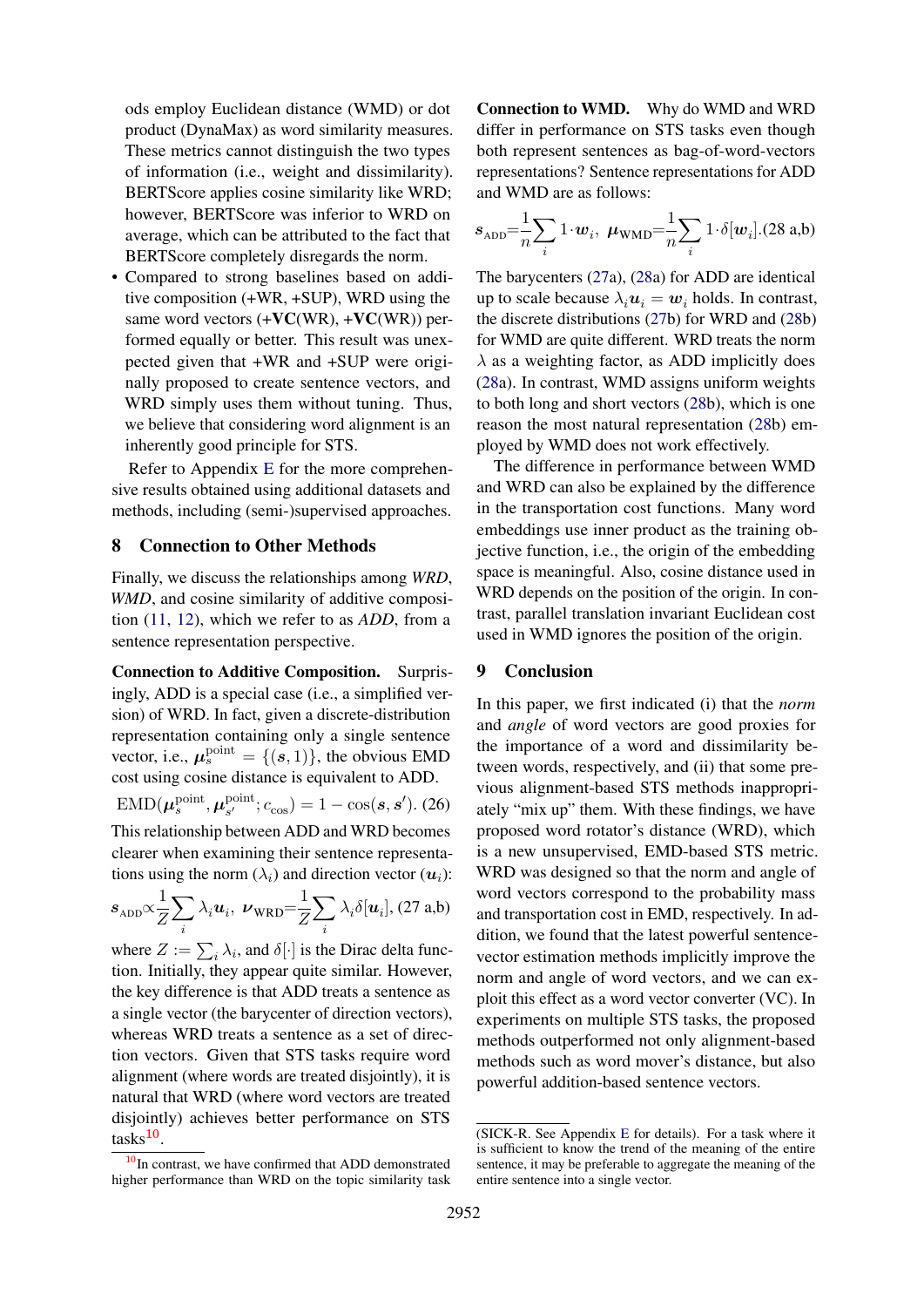ods employ Euclidean distance (WMD) or dot product (DynaMax) as word similarity measures. These metrics cannot distinguish the two types of information (i.e., weight and dissimilarity). BERTScore applies cosine similarity like WRD; however, BERTScore was inferior to WRD on average, which can be attributed to the fact that BERTScore completely disregards the norm.

- Compared to strong baselines based on additive composition (+WR, +SUP), WRD using the same word vectors (+**VC**(WR), +**VC**(WR)) performed equally or better. This result was unexpected given that +WR and +SUP were originally proposed to create sentence vectors, and WRD simply uses them without tuning. Thus, we believe that considering word alignment is an inherently good principle for STS.

Refer to Appendix E for the more comprehensive results obtained using additional datasets and methods, including (semi-)supervised approaches.

## 8 Connection to Other Methods

Finally, we discuss the relationships among *WRD*, *WMD*, and cosine similarity of additive composition (11, 12), which we refer to as *ADD*, from a sentence representation perspective.

**Connection to Additive Composition.** Surprisingly, ADD is a special case (i.e., a simplified version) of WRD. In fact, given a discrete-distribution representation containing only a single sentence vector, i.e., $\boldsymbol{\mu}_s^{\text{point}} = \{(\boldsymbol{s}, 1)\}$, the obvious EMD cost using cosine distance is equivalent to ADD.

$$\text{EMD}(\boldsymbol{\mu}_s^{\text{point}}, \boldsymbol{\mu}_{s'}^{\text{point}}; c_{\cos}) = 1 - \cos(\boldsymbol{s}, \boldsymbol{s}'). \quad (26)$$

This relationship between ADD and WRD becomes clearer when examining their sentence representations using the norm ($\lambda_i$) and direction vector ($\boldsymbol{u}_i$):

$$\boldsymbol{s}_{\text{ADD}} \propto \frac{1}{Z}\sum_i \lambda_i \boldsymbol{u}_i, \;\; \boldsymbol{\nu}_{\text{WRD}} = \frac{1}{Z}\sum_i \lambda_i \delta[\boldsymbol{u}_i], \quad (27\text{ a,b})$$

where $Z := \sum_i \lambda_i$, and $\delta[\cdot]$ is the Dirac delta function. Initially, they appear quite similar. However, the key difference is that ADD treats a sentence as a single vector (the barycenter of direction vectors), whereas WRD treats a sentence as a set of direction vectors. Given that STS tasks require word alignment (where words are treated disjointly), it is natural that WRD (where word vectors are treated disjointly) achieves better performance on STS tasks[10].

**Connection to WMD.** Why do WMD and WRD differ in performance on STS tasks even though both represent sentences as bag-of-word-vectors representations? Sentence representations for ADD and WMD are as follows:

$$\boldsymbol{s}_{\text{ADD}} = \frac{1}{n}\sum_i 1 \cdot \boldsymbol{w}_i, \;\; \boldsymbol{\mu}_{\text{WMD}} = \frac{1}{n}\sum_i 1 \cdot \delta[\boldsymbol{w}_i]. \quad (28\text{ a,b})$$

The barycenters (27a), (28a) for ADD are identical up to scale because $\lambda_i \boldsymbol{u}_i = \boldsymbol{w}_i$ holds. In contrast, the discrete distributions (27b) for WRD and (28b) for WMD are quite different. WRD treats the norm $\lambda$ as a weighting factor, as ADD implicitly does (28a). In contrast, WMD assigns uniform weights to both long and short vectors (28b), which is one reason the most natural representation (28b) employed by WMD does not work effectively.

The difference in performance between WMD and WRD can also be explained by the difference in the transportation cost functions. Many word embeddings use inner product as the training objective function, i.e., the origin of the embedding space is meaningful. Also, cosine distance used in WRD depends on the position of the origin. In contrast, parallel translation invariant Euclidean cost used in WMD ignores the position of the origin.

## 9 Conclusion

In this paper, we first indicated (i) that the *norm* and *angle* of word vectors are good proxies for the importance of a word and dissimilarity between words, respectively, and (ii) that some previous alignment-based STS methods inappropriately "mix up" them. With these findings, we have proposed word rotator's distance (WRD), which is a new unsupervised, EMD-based STS metric. WRD was designed so that the norm and angle of word vectors correspond to the probability mass and transportation cost in EMD, respectively. In addition, we found that the latest powerful sentence-vector estimation methods implicitly improve the norm and angle of word vectors, and we can exploit this effect as a word vector converter (VC). In experiments on multiple STS tasks, the proposed methods outperformed not only alignment-based methods such as word mover's distance, but also powerful addition-based sentence vectors.

[10] In contrast, we have confirmed that ADD demonstrated higher performance than WRD on the topic similarity task (SICK-R. See Appendix E for details). For a task where it is sufficient to know the trend of the meaning of the entire sentence, it may be preferable to aggregate the meaning of the entire sentence into a single vector.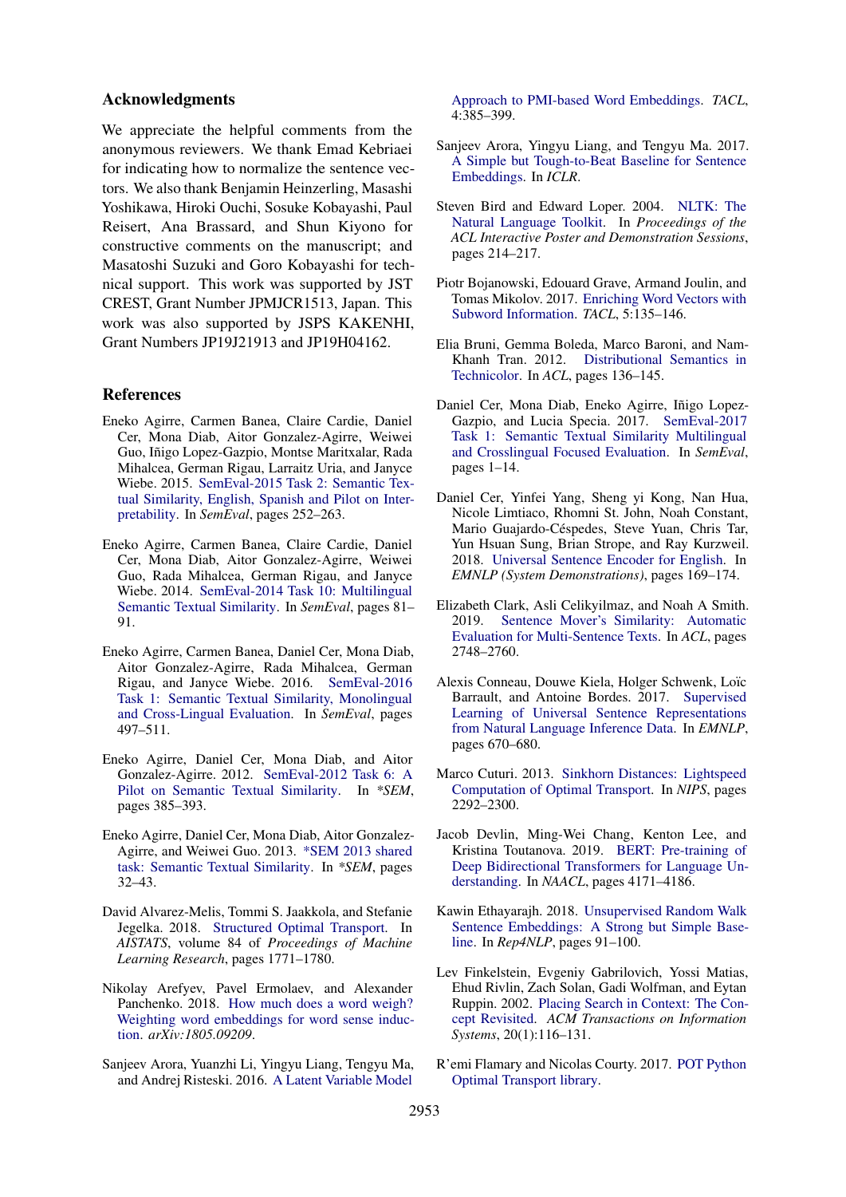## Acknowledgments

We appreciate the helpful comments from the anonymous reviewers. We thank Emad Kebriaei for indicating how to normalize the sentence vectors. We also thank Benjamin Heinzerling, Masashi Yoshikawa, Hiroki Ouchi, Sosuke Kobayashi, Paul Reisert, Ana Brassard, and Shun Kiyono for constructive comments on the manuscript; and Masatoshi Suzuki and Goro Kobayashi for technical support. This work was supported by JST CREST, Grant Number JPMJCR1513, Japan. This work was also supported by JSPS KAKENHI, Grant Numbers JP19J21913 and JP19H04162.

## References

Eneko Agirre, Carmen Banea, Claire Cardie, Daniel Cer, Mona Diab, Aitor Gonzalez-Agirre, Weiwei Guo, Iñigo Lopez-Gazpio, Montse Maritxalar, Rada Mihalcea, German Rigau, Larraitz Uria, and Janyce Wiebe. 2015. SemEval-2015 Task 2: Semantic Textual Similarity, English, Spanish and Pilot on Interpretability. In *SemEval*, pages 252–263.

Eneko Agirre, Carmen Banea, Claire Cardie, Daniel Cer, Mona Diab, Aitor Gonzalez-Agirre, Weiwei Guo, Rada Mihalcea, German Rigau, and Janyce Wiebe. 2014. SemEval-2014 Task 10: Multilingual Semantic Textual Similarity. In *SemEval*, pages 81–91.

Eneko Agirre, Carmen Banea, Daniel Cer, Mona Diab, Aitor Gonzalez-Agirre, Rada Mihalcea, German Rigau, and Janyce Wiebe. 2016. SemEval-2016 Task 1: Semantic Textual Similarity, Monolingual and Cross-Lingual Evaluation. In *SemEval*, pages 497–511.

Eneko Agirre, Daniel Cer, Mona Diab, and Aitor Gonzalez-Agirre. 2012. SemEval-2012 Task 6: A Pilot on Semantic Textual Similarity. In *\*SEM*, pages 385–393.

Eneko Agirre, Daniel Cer, Mona Diab, Aitor Gonzalez-Agirre, and Weiwei Guo. 2013. *SEM 2013 shared task: Semantic Textual Similarity. In *\*SEM*, pages 32–43.

David Alvarez-Melis, Tommi S. Jaakkola, and Stefanie Jegelka. 2018. Structured Optimal Transport. In *AISTATS*, volume 84 of *Proceedings of Machine Learning Research*, pages 1771–1780.

Nikolay Arefyev, Pavel Ermolaev, and Alexander Panchenko. 2018. How much does a word weigh? Weighting word embeddings for word sense induction. *arXiv:1805.09209*.

Sanjeev Arora, Yuanzhi Li, Yingyu Liang, Tengyu Ma, and Andrej Risteski. 2016. A Latent Variable Model Approach to PMI-based Word Embeddings. *TACL*, 4:385–399.

Sanjeev Arora, Yingyu Liang, and Tengyu Ma. 2017. A Simple but Tough-to-Beat Baseline for Sentence Embeddings. In *ICLR*.

Steven Bird and Edward Loper. 2004. NLTK: The Natural Language Toolkit. In *Proceedings of the ACL Interactive Poster and Demonstration Sessions*, pages 214–217.

Piotr Bojanowski, Edouard Grave, Armand Joulin, and Tomas Mikolov. 2017. Enriching Word Vectors with Subword Information. *TACL*, 5:135–146.

Elia Bruni, Gemma Boleda, Marco Baroni, and Nam-Khanh Tran. 2012. Distributional Semantics in Technicolor. In *ACL*, pages 136–145.

Daniel Cer, Mona Diab, Eneko Agirre, Iñigo Lopez-Gazpio, and Lucia Specia. 2017. SemEval-2017 Task 1: Semantic Textual Similarity Multilingual and Crosslingual Focused Evaluation. In *SemEval*, pages 1–14.

Daniel Cer, Yinfei Yang, Sheng yi Kong, Nan Hua, Nicole Limtiaco, Rhomni St. John, Noah Constant, Mario Guajardo-Céspedes, Steve Yuan, Chris Tar, Yun Hsuan Sung, Brian Strope, and Ray Kurzweil. 2018. Universal Sentence Encoder for English. In *EMNLP (System Demonstrations)*, pages 169–174.

Elizabeth Clark, Asli Celikyilmaz, and Noah A Smith. 2019. Sentence Mover's Similarity: Automatic Evaluation for Multi-Sentence Texts. In *ACL*, pages 2748–2760.

Alexis Conneau, Douwe Kiela, Holger Schwenk, Loïc Barrault, and Antoine Bordes. 2017. Supervised Learning of Universal Sentence Representations from Natural Language Inference Data. In *EMNLP*, pages 670–680.

Marco Cuturi. 2013. Sinkhorn Distances: Lightspeed Computation of Optimal Transport. In *NIPS*, pages 2292–2300.

Jacob Devlin, Ming-Wei Chang, Kenton Lee, and Kristina Toutanova. 2019. BERT: Pre-training of Deep Bidirectional Transformers for Language Understanding. In *NAACL*, pages 4171–4186.

Kawin Ethayarajh. 2018. Unsupervised Random Walk Sentence Embeddings: A Strong but Simple Baseline. In *Rep4NLP*, pages 91–100.

Lev Finkelstein, Evgeniy Gabrilovich, Yossi Matias, Ehud Rivlin, Zach Solan, Gadi Wolfman, and Eytan Ruppin. 2002. Placing Search in Context: The Concept Revisited. *ACM Transactions on Information Systems*, 20(1):116–131.

R'emi Flamary and Nicolas Courty. 2017. POT Python Optimal Transport library.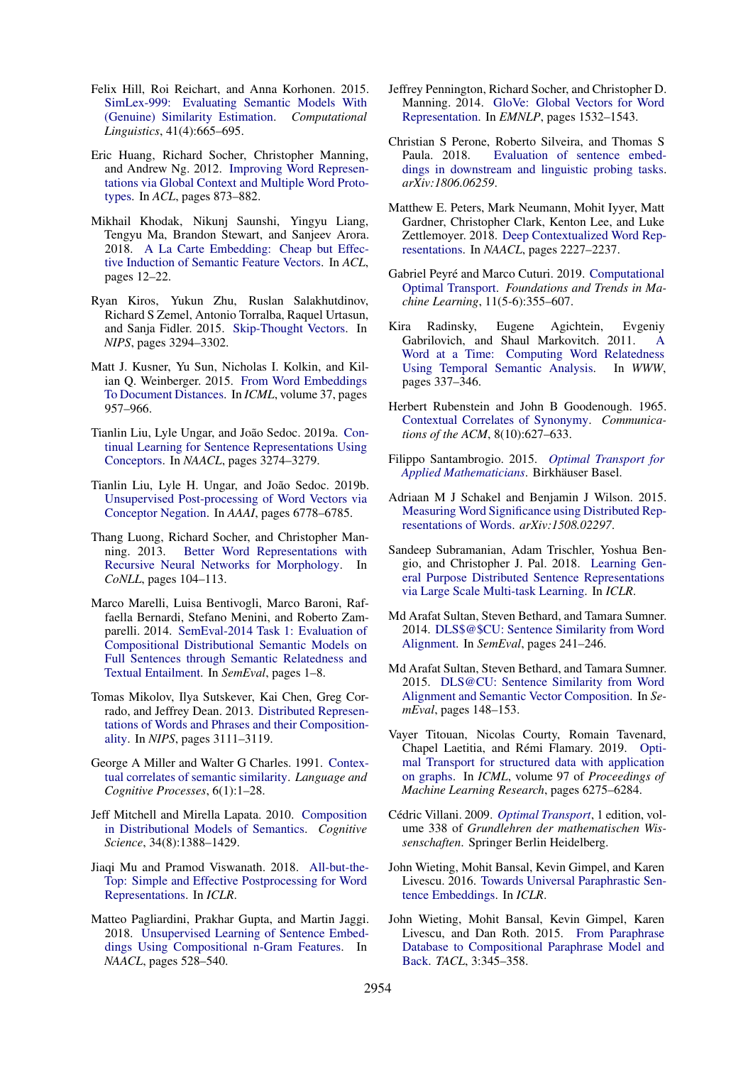Felix Hill, Roi Reichart, and Anna Korhonen. 2015. SimLex-999: Evaluating Semantic Models With (Genuine) Similarity Estimation. *Computational Linguistics*, 41(4):665–695.

Eric Huang, Richard Socher, Christopher Manning, and Andrew Ng. 2012. Improving Word Representations via Global Context and Multiple Word Prototypes. In *ACL*, pages 873–882.

Mikhail Khodak, Nikunj Saunshi, Yingyu Liang, Tengyu Ma, Brandon Stewart, and Sanjeev Arora. 2018. A La Carte Embedding: Cheap but Effective Induction of Semantic Feature Vectors. In *ACL*, pages 12–22.

Ryan Kiros, Yukun Zhu, Ruslan Salakhutdinov, Richard S Zemel, Antonio Torralba, Raquel Urtasun, and Sanja Fidler. 2015. Skip-Thought Vectors. In *NIPS*, pages 3294–3302.

Matt J. Kusner, Yu Sun, Nicholas I. Kolkin, and Kilian Q. Weinberger. 2015. From Word Embeddings To Document Distances. In *ICML*, volume 37, pages 957–966.

Tianlin Liu, Lyle Ungar, and João Sedoc. 2019a. Continual Learning for Sentence Representations Using Conceptors. In *NAACL*, pages 3274–3279.

Tianlin Liu, Lyle H. Ungar, and João Sedoc. 2019b. Unsupervised Post-processing of Word Vectors via Conceptor Negation. In *AAAI*, pages 6778–6785.

Thang Luong, Richard Socher, and Christopher Manning. 2013. Better Word Representations with Recursive Neural Networks for Morphology. In *CoNLL*, pages 104–113.

Marco Marelli, Luisa Bentivogli, Marco Baroni, Raffaella Bernardi, Stefano Menini, and Roberto Zamparelli. 2014. SemEval-2014 Task 1: Evaluation of Compositional Distributional Semantic Models on Full Sentences through Semantic Relatedness and Textual Entailment. In *SemEval*, pages 1–8.

Tomas Mikolov, Ilya Sutskever, Kai Chen, Greg Corrado, and Jeffrey Dean. 2013. Distributed Representations of Words and Phrases and their Compositionality. In *NIPS*, pages 3111–3119.

George A Miller and Walter G Charles. 1991. Contextual correlates of semantic similarity. *Language and Cognitive Processes*, 6(1):1–28.

Jeff Mitchell and Mirella Lapata. 2010. Composition in Distributional Models of Semantics. *Cognitive Science*, 34(8):1388–1429.

Jiaqi Mu and Pramod Viswanath. 2018. All-but-the-Top: Simple and Effective Postprocessing for Word Representations. In *ICLR*.

Matteo Pagliardini, Prakhar Gupta, and Martin Jaggi. 2018. Unsupervised Learning of Sentence Embeddings Using Compositional n-Gram Features. In *NAACL*, pages 528–540.

Jeffrey Pennington, Richard Socher, and Christopher D. Manning. 2014. GloVe: Global Vectors for Word Representation. In *EMNLP*, pages 1532–1543.

Christian S Perone, Roberto Silveira, and Thomas S Paula. 2018. Evaluation of sentence embeddings in downstream and linguistic probing tasks. *arXiv:1806.06259*.

Matthew E. Peters, Mark Neumann, Mohit Iyyer, Matt Gardner, Christopher Clark, Kenton Lee, and Luke Zettlemoyer. 2018. Deep Contextualized Word Representations. In *NAACL*, pages 2227–2237.

Gabriel Peyré and Marco Cuturi. 2019. Computational Optimal Transport. *Foundations and Trends in Machine Learning*, 11(5-6):355–607.

Kira Radinsky, Eugene Agichtein, Evgeniy Gabrilovich, and Shaul Markovitch. 2011. A Word at a Time: Computing Word Relatedness Using Temporal Semantic Analysis. In *WWW*, pages 337–346.

Herbert Rubenstein and John B Goodenough. 1965. Contextual Correlates of Synonymy. *Communications of the ACM*, 8(10):627–633.

Filippo Santambrogio. 2015. *Optimal Transport for Applied Mathematicians*. Birkhäuser Basel.

Adriaan M J Schakel and Benjamin J Wilson. 2015. Measuring Word Significance using Distributed Representations of Words. *arXiv:1508.02297*.

Sandeep Subramanian, Adam Trischler, Yoshua Bengio, and Christopher J. Pal. 2018. Learning General Purpose Distributed Sentence Representations via Large Scale Multi-task Learning. In *ICLR*.

Md Arafat Sultan, Steven Bethard, and Tamara Sumner. 2014. DLS$@$CU: Sentence Similarity from Word Alignment. In *SemEval*, pages 241–246.

Md Arafat Sultan, Steven Bethard, and Tamara Sumner. 2015. DLS@CU: Sentence Similarity from Word Alignment and Semantic Vector Composition. In *SemEval*, pages 148–153.

Vayer Titouan, Nicolas Courty, Romain Tavenard, Chapel Laetitia, and Rémi Flamary. 2019. Optimal Transport for structured data with application on graphs. In *ICML*, volume 97 of *Proceedings of Machine Learning Research*, pages 6275–6284.

Cédric Villani. 2009. *Optimal Transport*, 1 edition, volume 338 of *Grundlehren der mathematischen Wissenschaften*. Springer Berlin Heidelberg.

John Wieting, Mohit Bansal, Kevin Gimpel, and Karen Livescu. 2016. Towards Universal Paraphrastic Sentence Embeddings. In *ICLR*.

John Wieting, Mohit Bansal, Kevin Gimpel, Karen Livescu, and Dan Roth. 2015. From Paraphrase Database to Compositional Paraphrase Model and Back. *TACL*, 3:345–358.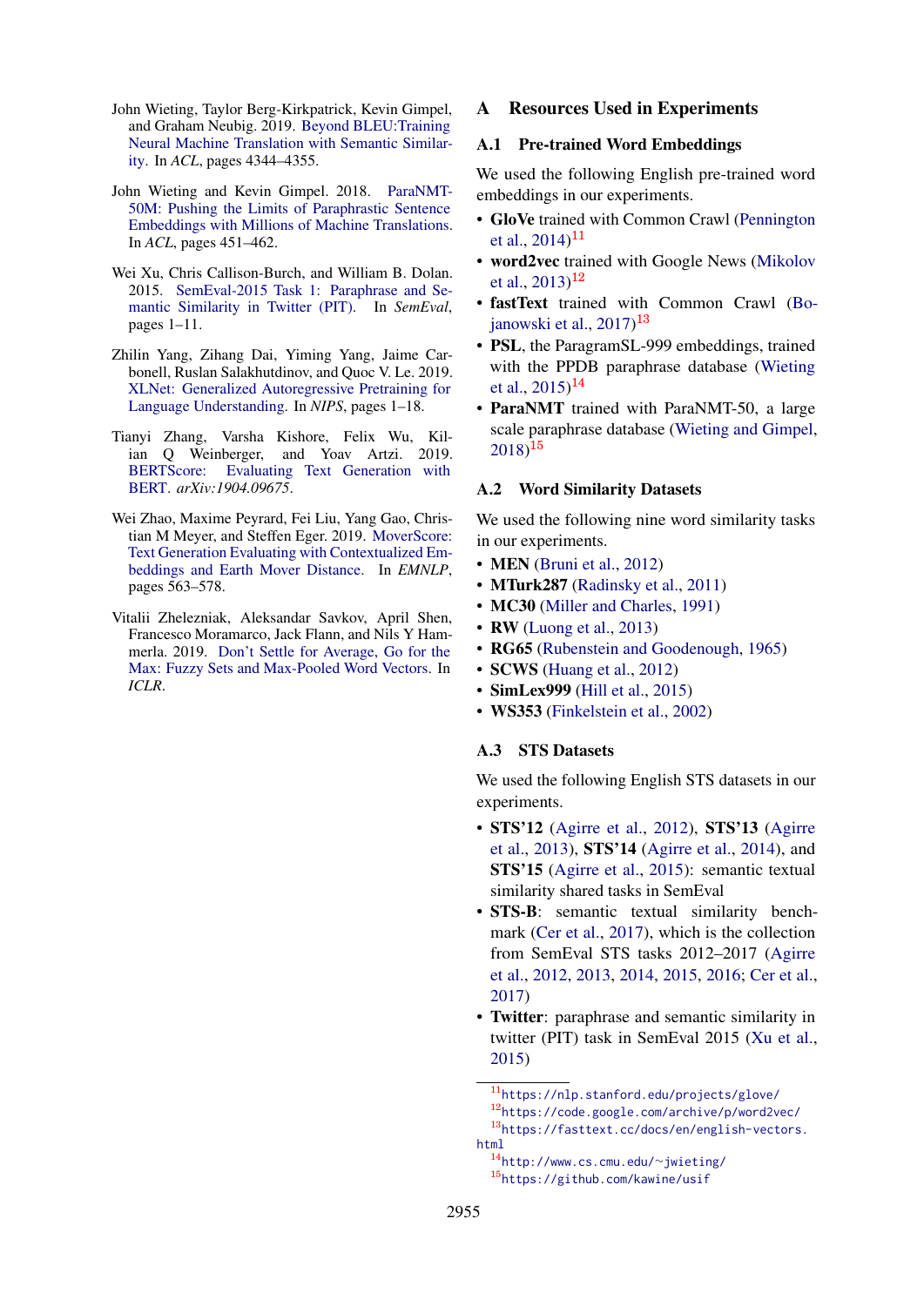John Wieting, Taylor Berg-Kirkpatrick, Kevin Gimpel, and Graham Neubig. 2019. Beyond BLEU:Training Neural Machine Translation with Semantic Similarity. In *ACL*, pages 4344–4355.

John Wieting and Kevin Gimpel. 2018. ParaNMT-50M: Pushing the Limits of Paraphrastic Sentence Embeddings with Millions of Machine Translations. In *ACL*, pages 451–462.

Wei Xu, Chris Callison-Burch, and William B. Dolan. 2015. SemEval-2015 Task 1: Paraphrase and Semantic Similarity in Twitter (PIT). In *SemEval*, pages 1–11.

Zhilin Yang, Zihang Dai, Yiming Yang, Jaime Carbonell, Ruslan Salakhutdinov, and Quoc V. Le. 2019. XLNet: Generalized Autoregressive Pretraining for Language Understanding. In *NIPS*, pages 1–18.

Tianyi Zhang, Varsha Kishore, Felix Wu, Kilian Q Weinberger, and Yoav Artzi. 2019. BERTScore: Evaluating Text Generation with BERT. *arXiv:1904.09675*.

Wei Zhao, Maxime Peyrard, Fei Liu, Yang Gao, Christian M Meyer, and Steffen Eger. 2019. MoverScore: Text Generation Evaluating with Contextualized Embeddings and Earth Mover Distance. In *EMNLP*, pages 563–578.

Vitalii Zhelezniak, Aleksandar Savkov, April Shen, Francesco Moramarco, Jack Flann, and Nils Y Hammerla. 2019. Don't Settle for Average, Go for the Max: Fuzzy Sets and Max-Pooled Word Vectors. In *ICLR*.

# A Resources Used in Experiments

## A.1 Pre-trained Word Embeddings

We used the following English pre-trained word embeddings in our experiments.

- **GloVe** trained with Common Crawl (Pennington et al., 2014)[11]
- **word2vec** trained with Google News (Mikolov et al., 2013)[12]
- **fastText** trained with Common Crawl (Bojanowski et al., 2017)[13]
- **PSL**, the ParagramSL-999 embeddings, trained with the PPDB paraphrase database (Wieting et al., 2015)[14]
- **ParaNMT** trained with ParaNMT-50, a large scale paraphrase database (Wieting and Gimpel, 2018)[15]

## A.2 Word Similarity Datasets

We used the following nine word similarity tasks in our experiments.

- **MEN** (Bruni et al., 2012)
- **MTurk287** (Radinsky et al., 2011)
- **MC30** (Miller and Charles, 1991)
- **RW** (Luong et al., 2013)
- **RG65** (Rubenstein and Goodenough, 1965)
- **SCWS** (Huang et al., 2012)
- **SimLex999** (Hill et al., 2015)
- **WS353** (Finkelstein et al., 2002)

## A.3 STS Datasets

We used the following English STS datasets in our experiments.

- **STS'12** (Agirre et al., 2012), **STS'13** (Agirre et al., 2013), **STS'14** (Agirre et al., 2014), and **STS'15** (Agirre et al., 2015): semantic textual similarity shared tasks in SemEval
- **STS-B**: semantic textual similarity benchmark (Cer et al., 2017), which is the collection from SemEval STS tasks 2012–2017 (Agirre et al., 2012, 2013, 2014, 2015, 2016; Cer et al., 2017)
- **Twitter**: paraphrase and semantic similarity in twitter (PIT) task in SemEval 2015 (Xu et al., 2015)

[11] https://nlp.stanford.edu/projects/glove/
[12] https://code.google.com/archive/p/word2vec/
[13] https://fasttext.cc/docs/en/english-vectors.html
[14] http://www.cs.cmu.edu/~jwieting/
[15] https://github.com/kawine/usif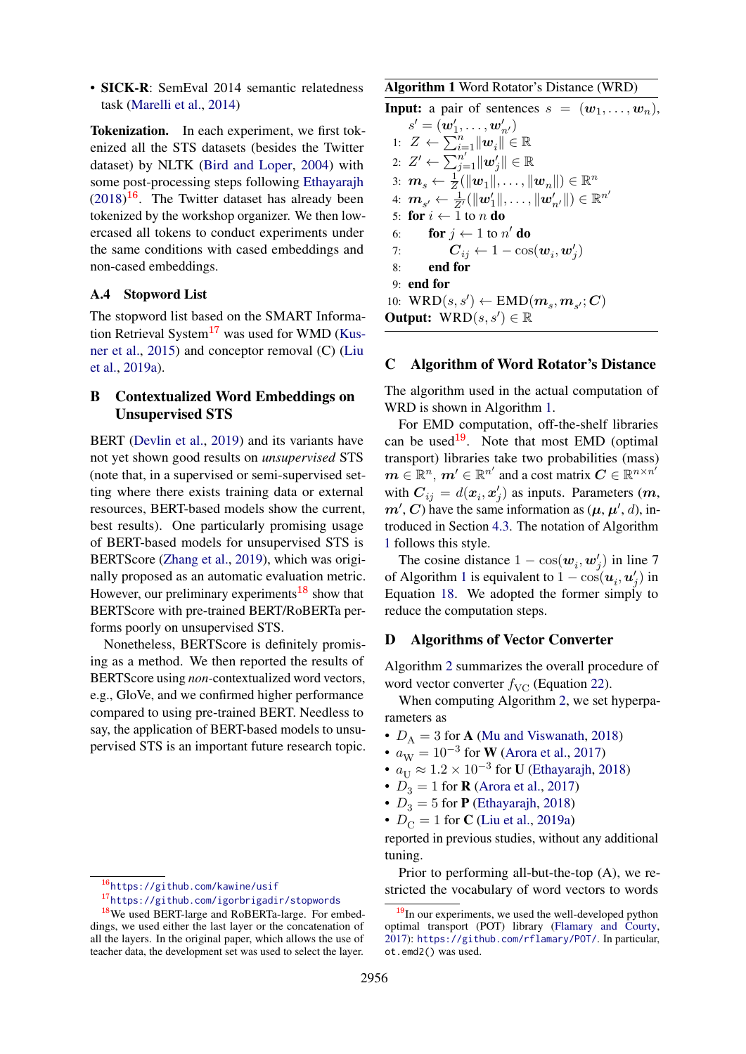- **SICK-R**: SemEval 2014 semantic relatedness task (Marelli et al., 2014)

**Tokenization.** In each experiment, we first tokenized all the STS datasets (besides the Twitter dataset) by NLTK (Bird and Loper, 2004) with some post-processing steps following Ethayarajh (2018)[16]. The Twitter dataset has already been tokenized by the workshop organizer. We then lowercased all tokens to conduct experiments under the same conditions with cased embeddings and non-cased embeddings.

### A.4 Stopword List

The stopword list based on the SMART Information Retrieval System[17] was used for WMD (Kusner et al., 2015) and conceptor removal (C) (Liu et al., 2019a).

## B Contextualized Word Embeddings on Unsupervised STS

BERT (Devlin et al., 2019) and its variants have not yet shown good results on *unsupervised* STS (note that, in a supervised or semi-supervised setting where there exists training data or external resources, BERT-based models show the current, best results). One particularly promising usage of BERT-based models for unsupervised STS is BERTScore (Zhang et al., 2019), which was originally proposed as an automatic evaluation metric. However, our preliminary experiments[18] show that BERTScore with pre-trained BERT/RoBERTa performs poorly on unsupervised STS.

Nonetheless, BERTScore is definitely promising as a method. We then reported the results of BERTScore using *non*-contextualized word vectors, e.g., GloVe, and we confirmed higher performance compared to using pre-trained BERT. Needless to say, the application of BERT-based models to unsupervised STS is an important future research topic.

[16] https://github.com/kawine/usif

[17] https://github.com/igorbrigadir/stopwords

[18] We used BERT-large and RoBERTa-large. For embeddings, we used either the last layer or the concatenation of all the layers. In the original paper, which allows the use of teacher data, the development set was used to select the layer.

---

**Algorithm 1** Word Rotator's Distance (WRD)

**Input:** a pair of sentences $s = (\boldsymbol{w}_1, \ldots, \boldsymbol{w}_n)$, $s' = (\boldsymbol{w}'_1, \ldots, \boldsymbol{w}'_{n'})$

1: $Z \leftarrow \sum_{i=1}^{n} \|\boldsymbol{w}_i\| \in \mathbb{R}$
2: $Z' \leftarrow \sum_{j=1}^{n'} \|\boldsymbol{w}'_j\| \in \mathbb{R}$
3: $\boldsymbol{m}_s \leftarrow \frac{1}{Z}(\|\boldsymbol{w}_1\|, \ldots, \|\boldsymbol{w}_n\|) \in \mathbb{R}^n$
4: $\boldsymbol{m}_{s'} \leftarrow \frac{1}{Z'}(\|\boldsymbol{w}'_1\|, \ldots, \|\boldsymbol{w}'_{n'}\|) \in \mathbb{R}^{n'}$
5: **for** $i \leftarrow 1$ to $n$ **do**
6: &nbsp;&nbsp;&nbsp;&nbsp;**for** $j \leftarrow 1$ to $n'$ **do**
7: &nbsp;&nbsp;&nbsp;&nbsp;&nbsp;&nbsp;&nbsp;&nbsp;$\boldsymbol{C}_{ij} \leftarrow 1 - \cos(\boldsymbol{w}_i, \boldsymbol{w}'_j)$
8: &nbsp;&nbsp;&nbsp;&nbsp;**end for**
9: **end for**
10: $\mathrm{WRD}(s, s') \leftarrow \mathrm{EMD}(\boldsymbol{m}_s, \boldsymbol{m}_{s'}; \boldsymbol{C})$

**Output:** $\mathrm{WRD}(s, s') \in \mathbb{R}$

---

## C Algorithm of Word Rotator's Distance

The algorithm used in the actual computation of WRD is shown in Algorithm 1.

For EMD computation, off-the-shelf libraries can be used[19]. Note that most EMD (optimal transport) libraries take two probabilities (mass) $\boldsymbol{m} \in \mathbb{R}^n$, $\boldsymbol{m}' \in \mathbb{R}^{n'}$ and a cost matrix $\boldsymbol{C} \in \mathbb{R}^{n \times n'}$ with $\boldsymbol{C}_{ij} = d(\boldsymbol{x}_i, \boldsymbol{x}'_j)$ as inputs. Parameters $(\boldsymbol{m}, \boldsymbol{m}', \boldsymbol{C})$ have the same information as $(\boldsymbol{\mu}, \boldsymbol{\mu}', d)$, introduced in Section 4.3. The notation of Algorithm 1 follows this style.

The cosine distance $1 - \cos(\boldsymbol{w}_i, \boldsymbol{w}'_j)$ in line 7 of Algorithm 1 is equivalent to $1 - \cos(\boldsymbol{u}_i, \boldsymbol{u}'_j)$ in Equation 18. We adopted the former simply to reduce the computation steps.

## D Algorithms of Vector Converter

Algorithm 2 summarizes the overall procedure of word vector converter $f_{\mathrm{VC}}$ (Equation 22).

When computing Algorithm 2, we set hyperparameters as

- $D_{\mathrm{A}} = 3$ for **A** (Mu and Viswanath, 2018)
- $a_{\mathrm{W}} = 10^{-3}$ for **W** (Arora et al., 2017)
- $a_{\mathrm{U}} \approx 1.2 \times 10^{-3}$ for **U** (Ethayarajh, 2018)
- $D_3 = 1$ for **R** (Arora et al., 2017)
- $D_3 = 5$ for **P** (Ethayarajh, 2018)
- $D_{\mathrm{C}} = 1$ for **C** (Liu et al., 2019a)

reported in previous studies, without any additional tuning.

Prior to performing all-but-the-top (A), we restricted the vocabulary of word vectors to words

[19] In our experiments, we used the well-developed python optimal transport (POT) library (Flamary and Courty, 2017): https://github.com/rflamary/POT/. In particular, ot.emd2() was used.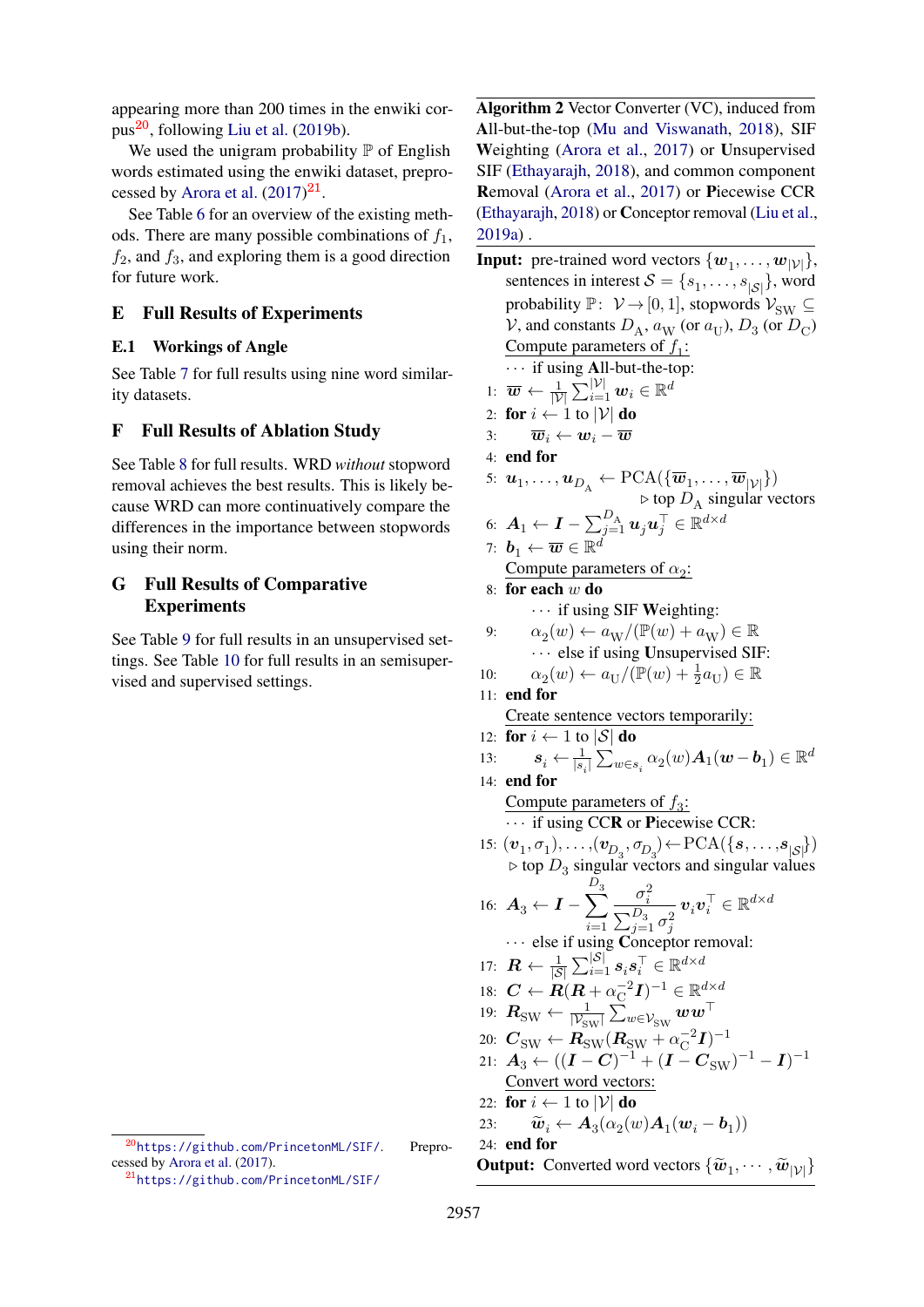appearing more than 200 times in the enwiki corpus[20], following Liu et al. (2019b).

We used the unigram probability $\mathbb{P}$ of English words estimated using the enwiki dataset, preprocessed by Arora et al. (2017)[21].

See Table 6 for an overview of the existing methods. There are many possible combinations of $f_1$, $f_2$, and $f_3$, and exploring them is a good direction for future work.

## E Full Results of Experiments

### E.1 Workings of Angle

See Table 7 for full results using nine word similarity datasets.

## F Full Results of Ablation Study

See Table 8 for full results. WRD *without* stopword removal achieves the best results. This is likely because WRD can more continuatively compare the differences in the importance between stopwords using their norm.

## G Full Results of Comparative Experiments

See Table 9 for full results in an unsupervised settings. See Table 10 for full results in an semisupervised and supervised settings.

[20] https://github.com/PrincetonML/SIF/. Preprocessed by Arora et al. (2017).

[21] https://github.com/PrincetonML/SIF/

---

**Algorithm 2** Vector Converter (VC), induced from **A**ll-but-the-top (Mu and Viswanath, 2018), SIF **W**eighting (Arora et al., 2017) or **U**nsupervised SIF (Ethayarajh, 2018), and common component **R**emoval (Arora et al., 2017) or **P**iecewise CCR (Ethayarajh, 2018) or **C**onceptor removal (Liu et al., 2019a) .

**Input:** pre-trained word vectors $\{\boldsymbol{w}_1, \ldots, \boldsymbol{w}_{|\mathcal{V}|}\}$, sentences in interest $\mathcal{S} = \{s_1, \ldots, s_{|\mathcal{S}|}\}$, word probability $\mathbb{P}\colon \mathcal{V} \to [0,1]$, stopwords $\mathcal{V}_{\mathrm{SW}} \subseteq \mathcal{V}$, and constants $D_{\mathrm{A}}$, $a_{\mathrm{W}}$ (or $a_{\mathrm{U}}$), $D_3$ (or $D_{\mathrm{C}}$)

Compute parameters of $f_1$:
 ⋯ if using **A**ll-but-the-top:

1: $\overline{\boldsymbol{w}} \leftarrow \frac{1}{|\mathcal{V}|}\sum_{i=1}^{|\mathcal{V}|} \boldsymbol{w}_i \in \mathbb{R}^d$
2: **for** $i \leftarrow 1$ to $|\mathcal{V}|$ **do**
3: $\quad \overline{\boldsymbol{w}}_i \leftarrow \boldsymbol{w}_i - \overline{\boldsymbol{w}}$
4: **end for**
5: $\boldsymbol{u}_1, \ldots, \boldsymbol{u}_{D_{\mathrm{A}}} \leftarrow \mathrm{PCA}(\{\overline{\boldsymbol{w}}_1, \ldots, \overline{\boldsymbol{w}}_{|\mathcal{V}|}\})$ ▷ top $D_{\mathrm{A}}$ singular vectors
6: $\boldsymbol{A}_1 \leftarrow \boldsymbol{I} - \sum_{j=1}^{D_{\mathrm{A}}} \boldsymbol{u}_j \boldsymbol{u}_j^\top \in \mathbb{R}^{d\times d}$
7: $\boldsymbol{b}_1 \leftarrow \overline{\boldsymbol{w}} \in \mathbb{R}^d$

Compute parameters of $\alpha_2$:

8: **for each** $w$ **do**
 ⋯ if using SIF **W**eighting:
9: $\quad \alpha_2(w) \leftarrow a_{\mathrm{W}}/(\mathbb{P}(w) + a_{\mathrm{W}}) \in \mathbb{R}$
 ⋯ else if using **U**nsupervised SIF:
10: $\quad \alpha_2(w) \leftarrow a_{\mathrm{U}}/(\mathbb{P}(w) + \frac{1}{2}a_{\mathrm{U}}) \in \mathbb{R}$
11: **end for**

Create sentence vectors temporarily:

12: **for** $i \leftarrow 1$ to $|\mathcal{S}|$ **do**
13: $\quad \boldsymbol{s}_i \leftarrow \frac{1}{|s_i|}\sum_{w\in s_i} \alpha_2(w)\boldsymbol{A}_1(\boldsymbol{w} - \boldsymbol{b}_1) \in \mathbb{R}^d$
14: **end for**

Compute parameters of $f_3$:
 ⋯ if using **C**CR or **P**iecewise CCR:

15: $(\boldsymbol{v}_1, \sigma_1), \ldots, (\boldsymbol{v}_{D_3}, \sigma_{D_3}) \leftarrow \mathrm{PCA}(\{\boldsymbol{s}, \ldots, \boldsymbol{s}_{|\mathcal{S}|}\})$ ▷ top $D_3$ singular vectors and singular values
16: $\boldsymbol{A}_3 \leftarrow \boldsymbol{I} - \displaystyle\sum_{i=1}^{D_3} \frac{\sigma_i^2}{\sum_{j=1}^{D_3}\sigma_j^2}\boldsymbol{v}_i\boldsymbol{v}_i^\top \in \mathbb{R}^{d\times d}$
 ⋯ else if using **C**onceptor removal:
17: $\boldsymbol{R} \leftarrow \frac{1}{|\mathcal{S}|}\sum_{i=1}^{|\mathcal{S}|} \boldsymbol{s}_i\boldsymbol{s}_i^\top \in \mathbb{R}^{d\times d}$
18: $\boldsymbol{C} \leftarrow \boldsymbol{R}(\boldsymbol{R} + \alpha_{\mathrm{C}}^{-2}\boldsymbol{I})^{-1} \in \mathbb{R}^{d\times d}$
19: $\boldsymbol{R}_{\mathrm{SW}} \leftarrow \frac{1}{|\mathcal{V}_{\mathrm{SW}}|}\sum_{w\in\mathcal{V}_{\mathrm{SW}}} \boldsymbol{w}\boldsymbol{w}^\top$
20: $\boldsymbol{C}_{\mathrm{SW}} \leftarrow \boldsymbol{R}_{\mathrm{SW}}(\boldsymbol{R}_{\mathrm{SW}} + \alpha_{\mathrm{C}}^{-2}\boldsymbol{I})^{-1}$
21: $\boldsymbol{A}_3 \leftarrow ((\boldsymbol{I} - \boldsymbol{C})^{-1} + (\boldsymbol{I} - \boldsymbol{C}_{\mathrm{SW}})^{-1} - \boldsymbol{I})^{-1}$

Convert word vectors:

22: **for** $i \leftarrow 1$ to $|\mathcal{V}|$ **do**
23: $\quad \widetilde{\boldsymbol{w}}_i \leftarrow \boldsymbol{A}_3(\alpha_2(w)\boldsymbol{A}_1(\boldsymbol{w}_i - \boldsymbol{b}_1))$
24: **end for**

**Output:** Converted word vectors $\{\widetilde{\boldsymbol{w}}_1, \cdots, \widetilde{\boldsymbol{w}}_{|\mathcal{V}|}\}$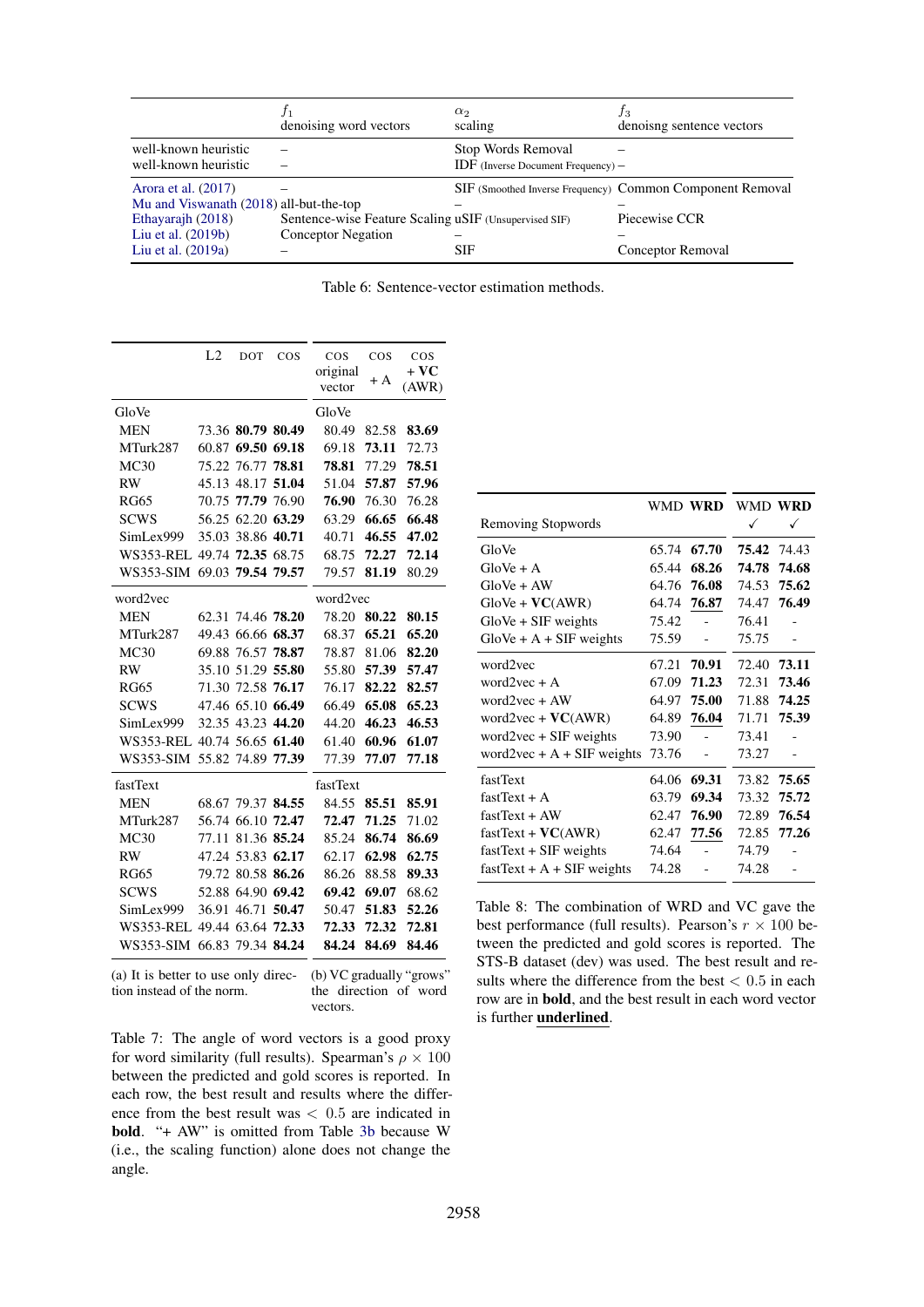| | $f_1$ denoising word vectors | $\alpha_2$ scaling | $f_3$ denoisng sentence vectors |
|---|---|---|---|
| well-known heuristic | – | Stop Words Removal | – |
| well-known heuristic | – | IDF (Inverse Document Frequency) | – |
| Arora et al. (2017) | – | SIF (Smoothed Inverse Frequency) | Common Component Removal |
| Mu and Viswanath (2018) | all-but-the-top | – | – |
| Ethayarajh (2018) | Sentence-wise Feature Scaling | uSIF (Unsupervised SIF) | Piecewise CCR |
| Liu et al. (2019b) | Conceptor Negation | – | – |
| Liu et al. (2019a) | – | SIF | Conceptor Removal |

Table 6: Sentence-vector estimation methods.

| | L2 | DOT | COS | COS original vector | COS + A | COS + **VC** (AWR) |
|---|---|---|---|---|---|---|
| GloVe | | | | | | |
| MEN | 73.36 | **80.79** | **80.49** | 80.49 | 82.58 | **83.69** |
| MTurk287 | 60.87 | **69.50** | **69.18** | 69.18 | **73.11** | 72.73 |
| MC30 | 75.22 | 76.77 | **78.81** | **78.81** | 77.29 | **78.51** |
| RW | 45.13 | 48.17 | **51.04** | 51.04 | **57.87** | **57.96** |
| RG65 | 70.75 | **77.79** | 76.90 | **76.90** | 76.30 | 76.28 |
| SCWS | 56.25 | 62.20 | **63.29** | 63.29 | **66.65** | **66.48** |
| SimLex999 | 35.03 | 38.86 | **40.71** | 40.71 | **46.55** | **47.02** |
| WS353-REL | 49.74 | **72.35** | 68.75 | 68.75 | **72.27** | **72.14** |
| WS353-SIM | 69.03 | **79.54** | **79.57** | 79.57 | **81.19** | 80.29 |
| word2vec | | | | | | |
| MEN | 62.31 | 74.46 | **78.20** | 78.20 | **80.22** | **80.15** |
| MTurk287 | 49.43 | 66.66 | **68.37** | 68.37 | **65.21** | **65.20** |
| MC30 | 69.88 | 76.57 | **78.87** | 78.87 | 81.06 | **82.20** |
| RW | 35.10 | 51.29 | **55.80** | 55.80 | **57.39** | **57.47** |
| RG65 | 71.30 | 72.58 | **76.17** | 76.17 | **82.22** | **82.57** |
| SCWS | 47.46 | 65.10 | **66.49** | 66.49 | **65.08** | **65.23** |
| SimLex999 | 32.35 | 43.23 | **44.20** | 44.20 | **46.23** | **46.53** |
| WS353-REL | 40.74 | 56.65 | **61.40** | 61.40 | **60.96** | **61.07** |
| WS353-SIM | 55.82 | 74.89 | **77.39** | 77.39 | **77.07** | **77.18** |
| fastText | | | | | | |
| MEN | 68.67 | 79.37 | **84.55** | 84.55 | **85.51** | **85.91** |
| MTurk287 | 56.74 | 66.10 | **72.47** | **72.47** | 71.25 | 71.02 |
| MC30 | 77.11 | 81.36 | **85.24** | 85.24 | **86.74** | **86.69** |
| RW | 47.24 | 53.83 | **62.17** | 62.17 | **62.98** | **62.75** |
| RG65 | 79.72 | 80.58 | **86.26** | 86.26 | 88.58 | **89.33** |
| SCWS | 52.88 | 64.90 | **69.42** | **69.42** | **69.07** | 68.62 |
| SimLex999 | 36.91 | 46.71 | **50.47** | 50.47 | **51.83** | **52.26** |
| WS353-REL | 49.44 | 63.64 | **72.33** | **72.33** | **72.32** | **72.81** |
| WS353-SIM | 66.83 | 79.34 | **84.24** | **84.24** | **84.69** | **84.46** |

(a) It is better to use only direction instead of the norm.

(b) VC gradually "grows" the direction of word vectors.

Table 7: The angle of word vectors is a good proxy for word similarity (full results). Spearman's $\rho \times 100$ between the predicted and gold scores is reported. In each row, the best result and results where the difference from the best result was $< 0.5$ are indicated in **bold**. "+ AW" is omitted from Table 3b because W (i.e., the scaling function) alone does not change the angle.

| Removing Stopwords | WMD | **WRD** | WMD ✓ | **WRD** ✓ |
|---|---|---|---|---|
| GloVe | 65.74 | **67.70** | **75.42** | 74.43 |
| GloVe + A | 65.44 | **68.26** | **74.78** | **74.68** |
| GloVe + AW | 64.76 | **76.08** | 74.53 | **75.62** |
| GloVe + **VC**(AWR) | 64.74 | **<u>76.87</u>** | 74.47 | **76.49** |
| GloVe + SIF weights | 75.42 | - | 76.41 | - |
| GloVe + A + SIF weights | 75.59 | - | 75.75 | - |
| word2vec | 67.21 | **70.91** | 72.40 | **73.11** |
| word2vec + A | 67.09 | **71.23** | 72.31 | **73.46** |
| word2vec + AW | 64.97 | **75.00** | 71.88 | **74.25** |
| word2vec + **VC**(AWR) | 64.89 | **<u>76.04</u>** | 71.71 | **75.39** |
| word2vec + SIF weights | 73.90 | - | 73.41 | - |
| word2vec + A + SIF weights | 73.76 | - | 73.27 | - |
| fastText | 64.06 | **69.31** | 73.82 | **75.65** |
| fastText + A | 63.79 | **69.34** | 73.32 | **75.72** |
| fastText + AW | 62.47 | **76.90** | 72.89 | **76.54** |
| fastText + **VC**(AWR) | 62.47 | **<u>77.56</u>** | 72.85 | **77.26** |
| fastText + SIF weights | 74.64 | - | 74.79 | - |
| fastText + A + SIF weights | 74.28 | - | 74.28 | - |

Table 8: The combination of WRD and VC gave the best performance (full results). Pearson's $r \times 100$ between the predicted and gold scores is reported. The STS-B dataset (dev) was used. The best result and results where the difference from the best $< 0.5$ in each row are in **bold**, and the best result in each word vector is further **<u>underlined</u>**.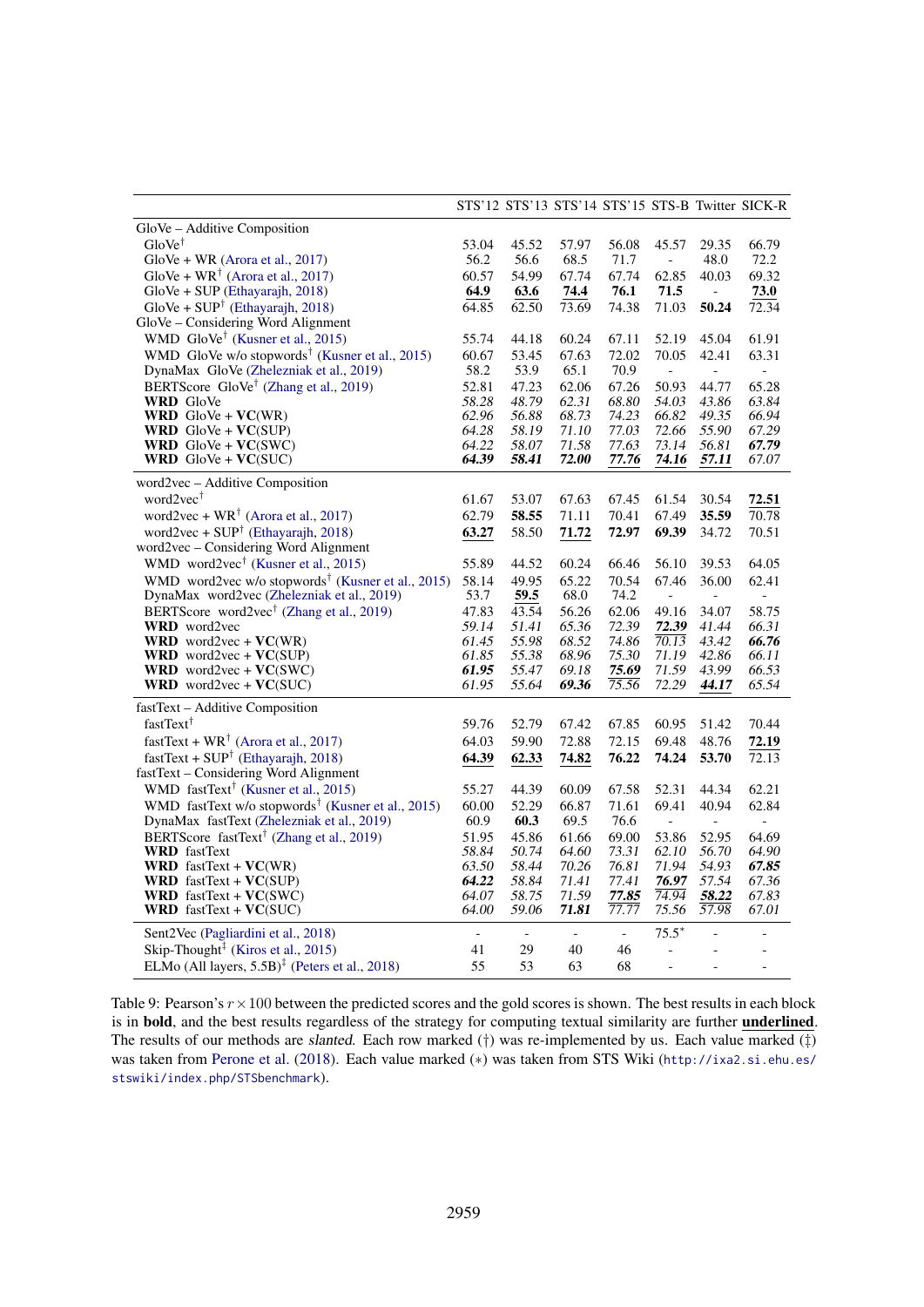| | STS'12 | STS'13 | STS'14 | STS'15 | STS-B | Twitter | SICK-R |
|---|---|---|---|---|---|---|---|
| GloVe – Additive Composition | | | | | | | |
| GloVe† | 53.04 | 45.52 | 57.97 | 56.08 | 45.57 | 29.35 | 66.79 |
| GloVe + WR (Arora et al., 2017) | 56.2 | 56.6 | 68.5 | 71.7 | - | 48.0 | 72.2 |
| GloVe + WR† (Arora et al., 2017) | 60.57 | 54.99 | 67.74 | 67.74 | 62.85 | 40.03 | 69.32 |
| GloVe + SUP (Ethayarajh, 2018) | **<u>64.9</u>** | **<u>63.6</u>** | **<u>74.4</u>** | **76.1** | **71.5** | - | **<u>73.0</u>** |
| GloVe + SUP† (Ethayarajh, 2018) | 64.85 | 62.50 | 73.69 | 74.38 | 71.03 | **50.24** | 72.34 |
| GloVe – Considering Word Alignment | | | | | | | |
| WMD GloVe† (Kusner et al., 2015) | 55.74 | 44.18 | 60.24 | 67.11 | 52.19 | 45.04 | 61.91 |
| WMD GloVe w/o stopwords† (Kusner et al., 2015) | 60.67 | 53.45 | 67.63 | 72.02 | 70.05 | 42.41 | 63.31 |
| DynaMax GloVe (Zhelezniak et al., 2019) | 58.2 | 53.9 | 65.1 | 70.9 | - | - | - |
| BERTScore GloVe† (Zhang et al., 2019) | 52.81 | 47.23 | 62.06 | 67.26 | 50.93 | 44.77 | 65.28 |
| **WRD** GloVe | *58.28* | *48.79* | *62.31* | *68.80* | *54.03* | *43.86* | *63.84* |
| **WRD** GloVe + **VC**(WR) | *62.96* | *56.88* | *68.73* | *74.23* | *66.82* | *49.35* | *66.94* |
| **WRD** GloVe + **VC**(SUP) | *64.28* | *58.19* | *71.10* | *77.03* | *72.66* | *55.90* | *67.29* |
| **WRD** GloVe + **VC**(SWC) | *64.22* | *58.07* | *71.58* | *77.63* | *73.14* | *56.81* | ***67.79*** |
| **WRD** GloVe + **VC**(SUC) | ***64.39*** | ***58.41*** | ***72.00*** | ***<u>77.76</u>*** | ***<u>74.16</u>*** | ***<u>57.11</u>*** | *67.07* |
| word2vec – Additive Composition | | | | | | | |
| word2vec† | 61.67 | 53.07 | 67.63 | 67.45 | 61.54 | 30.54 | **<u>72.51</u>** |
| word2vec + WR† (Arora et al., 2017) | 62.79 | **58.55** | 71.11 | 70.41 | 67.49 | **35.59** | 70.78 |
| word2vec + SUP† (Ethayarajh, 2018) | **<u>63.27</u>** | 58.50 | **<u>71.72</u>** | **72.97** | **69.39** | 34.72 | 70.51 |
| word2vec – Considering Word Alignment | | | | | | | |
| WMD word2vec† (Kusner et al., 2015) | 55.89 | 44.52 | 60.24 | 66.46 | 56.10 | 39.53 | 64.05 |
| WMD word2vec w/o stopwords† (Kusner et al., 2015) | 58.14 | 49.95 | 65.22 | 70.54 | 67.46 | 36.00 | 62.41 |
| DynaMax word2vec (Zhelezniak et al., 2019) | 53.7 | **<u>59.5</u>** | 68.0 | 74.2 | - | - | - |
| BERTScore word2vec† (Zhang et al., 2019) | 47.83 | 43.54 | 56.26 | 62.06 | 49.16 | 34.07 | 58.75 |
| **WRD** word2vec | *59.14* | *51.41* | *65.36* | *72.39* | ***<u>72.39</u>*** | *41.44* | *66.31* |
| **WRD** word2vec + **VC**(WR) | *61.45* | *55.98* | *68.52* | *74.86* | *70.13* | *43.42* | ***66.76*** |
| **WRD** word2vec + **VC**(SUP) | *61.85* | *55.38* | *68.96* | *75.30* | *71.19* | *42.86* | *66.11* |
| **WRD** word2vec + **VC**(SWC) | ***61.95*** | *55.47* | *69.18* | ***<u>75.69</u>*** | *71.59* | *43.99* | *66.53* |
| **WRD** word2vec + **VC**(SUC) | *61.95* | *55.64* | ***69.36*** | *75.56* | *72.29* | ***<u>44.17</u>*** | *65.54* |
| fastText – Additive Composition | | | | | | | |
| fastText† | 59.76 | 52.79 | 67.42 | 67.85 | 60.95 | 51.42 | 70.44 |
| fastText + WR† (Arora et al., 2017) | 64.03 | 59.90 | 72.88 | 72.15 | 69.48 | 48.76 | **<u>72.19</u>** |
| fastText + SUP† (Ethayarajh, 2018) | **<u>64.39</u>** | **<u>62.33</u>** | **<u>74.82</u>** | **76.22** | **74.24** | **53.70** | 72.13 |
| fastText – Considering Word Alignment | | | | | | | |
| WMD fastText† (Kusner et al., 2015) | 55.27 | 44.39 | 60.09 | 67.58 | 52.31 | 44.34 | 62.21 |
| WMD fastText w/o stopwords† (Kusner et al., 2015) | 60.00 | 52.29 | 66.87 | 71.61 | 69.41 | 40.94 | 62.84 |
| DynaMax fastText (Zhelezniak et al., 2019) | 60.9 | **60.3** | 69.5 | 76.6 | - | - | - |
| BERTScore fastText† (Zhang et al., 2019) | 51.95 | 45.86 | 61.66 | 69.00 | 53.86 | 52.95 | 64.69 |
| **WRD** fastText | *58.84* | *50.74* | *64.60* | *73.31* | *62.10* | *56.70* | *64.90* |
| **WRD** fastText + **VC**(WR) | *63.50* | *58.44* | *70.26* | *76.81* | *71.94* | *54.93* | ***67.85*** |
| **WRD** fastText + **VC**(SUP) | ***64.22*** | *58.84* | *71.41* | *77.41* | ***<u>76.97</u>*** | *57.54* | *67.36* |
| **WRD** fastText + **VC**(SWC) | *64.07* | *58.75* | *71.59* | ***<u>77.85</u>*** | *74.94* | ***<u>58.22</u>*** | *67.83* |
| **WRD** fastText + **VC**(SUC) | *64.00* | *59.06* | ***71.81*** | *77.77* | *75.56* | *57.98* | *67.01* |
| Sent2Vec (Pagliardini et al., 2018) | - | - | - | - | 75.5* | - | - |
| Skip-Thought‡ (Kiros et al., 2015) | 41 | 29 | 40 | 46 | - | - | - |
| ELMo (All layers, 5.5B)‡ (Peters et al., 2018) | 55 | 53 | 63 | 68 | - | - | - |

Table 9: Pearson's $r \times 100$ between the predicted scores and the gold scores is shown. The best results in each block is in **bold**, and the best results regardless of the strategy for computing textual similarity are further **<u>underlined</u>**. The results of our methods are *slanted*. Each row marked (†) was re-implemented by us. Each value marked (‡) was taken from Perone et al. (2018). Each value marked (∗) was taken from STS Wiki (http://ixa2.si.ehu.es/stswiki/index.php/STSbenchmark).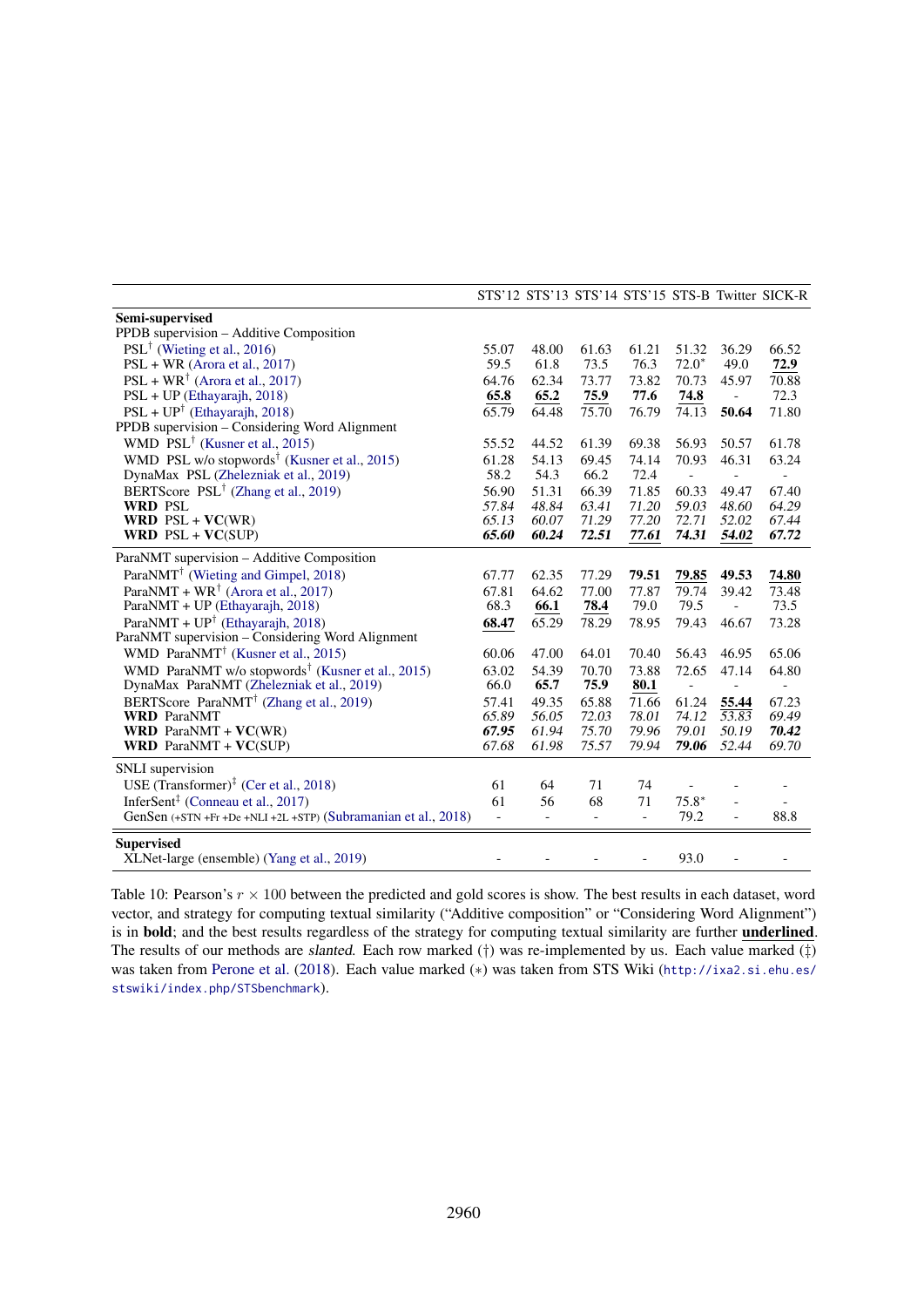| | STS'12 | STS'13 | STS'14 | STS'15 | STS-B | Twitter | SICK-R |
|---|---|---|---|---|---|---|---|
| **Semi-supervised** | | | | | | | |
| PPDB supervision – Additive Composition | | | | | | | |
| PSL[†] (Wieting et al., 2016) | 55.07 | 48.00 | 61.63 | 61.21 | 51.32 | 36.29 | 66.52 |
| PSL + WR (Arora et al., 2017) | 59.5 | 61.8 | 73.5 | 76.3 | 72.0* | 49.0 | **<u>72.9</u>** |
| PSL + WR[†] (Arora et al., 2017) | 64.76 | 62.34 | 73.77 | 73.82 | 70.73 | 45.97 | 70.88 |
| PSL + UP (Ethayarajh, 2018) | **<u>65.8</u>** | **<u>65.2</u>** | **<u>75.9</u>** | **77.6** | **<u>74.8</u>** | - | 72.3 |
| PSL + UP[†] (Ethayarajh, 2018) | 65.79 | 64.48 | 75.70 | 76.79 | 74.13 | **50.64** | 71.80 |
| PPDB supervision – Considering Word Alignment | | | | | | | |
| WMD PSL[†] (Kusner et al., 2015) | 55.52 | 44.52 | 61.39 | 69.38 | 56.93 | 50.57 | 61.78 |
| WMD PSL w/o stopwords[†] (Kusner et al., 2015) | 61.28 | 54.13 | 69.45 | 74.14 | 70.93 | 46.31 | 63.24 |
| DynaMax PSL (Zhelezniak et al., 2019) | 58.2 | 54.3 | 66.2 | 72.4 | - | - | - |
| BERTScore PSL[†] (Zhang et al., 2019) | 56.90 | 51.31 | 66.39 | 71.85 | 60.33 | 49.47 | 67.40 |
| **WRD** PSL | *57.84* | *48.84* | *63.41* | *71.20* | *59.03* | *48.60* | *64.29* |
| **WRD** PSL + **VC**(WR) | *65.13* | *60.07* | *71.29* | *77.20* | *72.71* | *52.02* | *67.44* |
| **WRD** PSL + **VC**(SUP) | ***65.60*** | ***60.24*** | ***72.51*** | ***<u>77.61</u>*** | ***74.31*** | ***<u>54.02</u>*** | ***67.72*** |
| ParaNMT supervision – Additive Composition | | | | | | | |
| ParaNMT[†] (Wieting and Gimpel, 2018) | 67.77 | 62.35 | 77.29 | **79.51** | **<u>79.85</u>** | **49.53** | **<u>74.80</u>** |
| ParaNMT + WR[†] (Arora et al., 2017) | 67.81 | 64.62 | 77.00 | 77.87 | 79.74 | 39.42 | 73.48 |
| ParaNMT + UP (Ethayarajh, 2018) | 68.3 | **<u>66.1</u>** | **<u>78.4</u>** | 79.0 | 79.5 | - | 73.5 |
| ParaNMT + UP[†] (Ethayarajh, 2018) | **<u>68.47</u>** | 65.29 | 78.29 | 78.95 | 79.43 | 46.67 | 73.28 |
| ParaNMT supervision – Considering Word Alignment | | | | | | | |
| WMD ParaNMT[†] (Kusner et al., 2015) | 60.06 | 47.00 | 64.01 | 70.40 | 56.43 | 46.95 | 65.06 |
| WMD ParaNMT w/o stopwords[†] (Kusner et al., 2015) | 63.02 | 54.39 | 70.70 | 73.88 | 72.65 | 47.14 | 64.80 |
| DynaMax ParaNMT (Zhelezniak et al., 2019) | 66.0 | **65.7** | **75.9** | **<u>80.1</u>** | - | - | - |
| BERTScore ParaNMT[†] (Zhang et al., 2019) | 57.41 | 49.35 | 65.88 | 71.66 | 61.24 | **<u>55.44</u>** | 67.23 |
| **WRD** ParaNMT | *65.89* | *56.05* | *72.03* | *78.01* | *74.12* | *<u>53.83</u>* | *69.49* |
| **WRD** ParaNMT + **VC**(WR) | ***67.95*** | *61.94* | *75.70* | *79.96* | *79.01* | *50.19* | ***70.42*** |
| **WRD** ParaNMT + **VC**(SUP) | *67.68* | *61.98* | *75.57* | *79.94* | ***79.06*** | *52.44* | *69.70* |
| SNLI supervision | | | | | | | |
| USE (Transformer)[‡] (Cer et al., 2018) | 61 | 64 | 71 | 74 | - | - | - |
| InferSent[‡] (Conneau et al., 2017) | 61 | 56 | 68 | 71 | 75.8* | - | - |
| GenSen (+STN +Fr +De +NLI +2L +STP) (Subramanian et al., 2018) | - | - | - | - | 79.2 | - | 88.8 |
| **Supervised** | | | | | | | |
| XLNet-large (ensemble) (Yang et al., 2019) | - | - | - | - | 93.0 | - | - |

Table 10: Pearson's $r \times 100$ between the predicted and gold scores is show. The best results in each dataset, word vector, and strategy for computing textual similarity ("Additive composition" or "Considering Word Alignment") is in **bold**; and the best results regardless of the strategy for computing textual similarity are further **<u>underlined</u>**. The results of our methods are *slanted*. Each row marked (†) was re-implemented by us. Each value marked (‡) was taken from Perone et al. (2018). Each value marked (∗) was taken from STS Wiki (http://ixa2.si.ehu.es/stswiki/index.php/STSbenchmark).